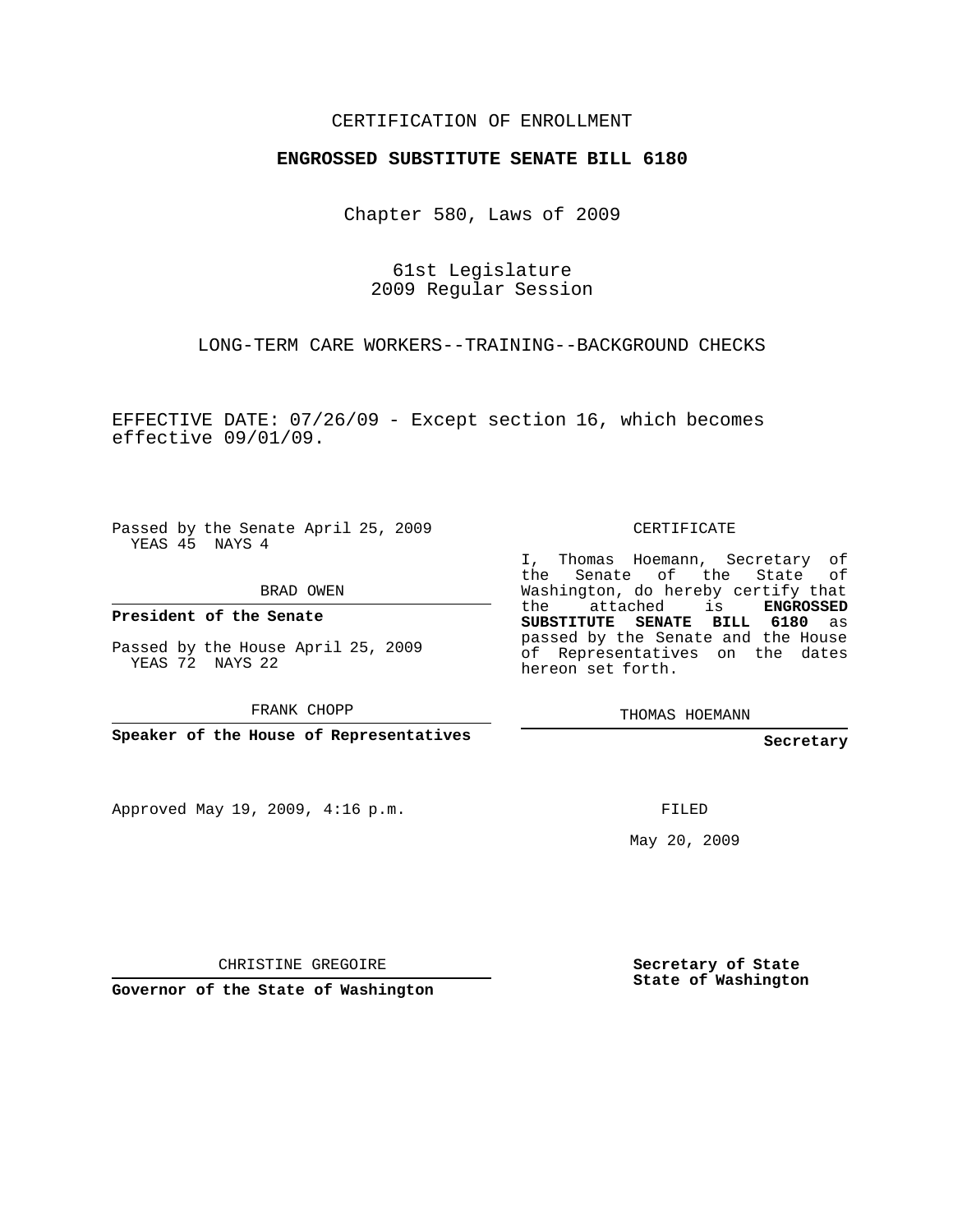CERTIFICATION OF ENROLLMENT

**ENGROSSED SUBSTITUTE SENATE BILL 6180**

Chapter 580, Laws of 2009

61st Legislature
2009 Regular Session

LONG-TERM CARE WORKERS--TRAINING--BACKGROUND CHECKS

EFFECTIVE DATE: 07/26/09 - Except section 16, which becomes effective 09/01/09.

Passed by the Senate April 25, 2009
YEAS 45 NAYS 4

BRAD OWEN

**President of the Senate**

Passed by the House April 25, 2009
YEAS 72 NAYS 22

FRANK CHOPP

**Speaker of the House of Representatives**

Approved May 19, 2009, 4:16 p.m.

CHRISTINE GREGOIRE

**Governor of the State of Washington**

CERTIFICATE

I, Thomas Hoemann, Secretary of the Senate of the State of Washington, do hereby certify that the attached is **ENGROSSED SUBSTITUTE SENATE BILL 6180** as passed by the Senate and the House of Representatives on the dates hereon set forth.

THOMAS HOEMANN

**Secretary**

FILED

May 20, 2009

**Secretary of State**
**State of Washington**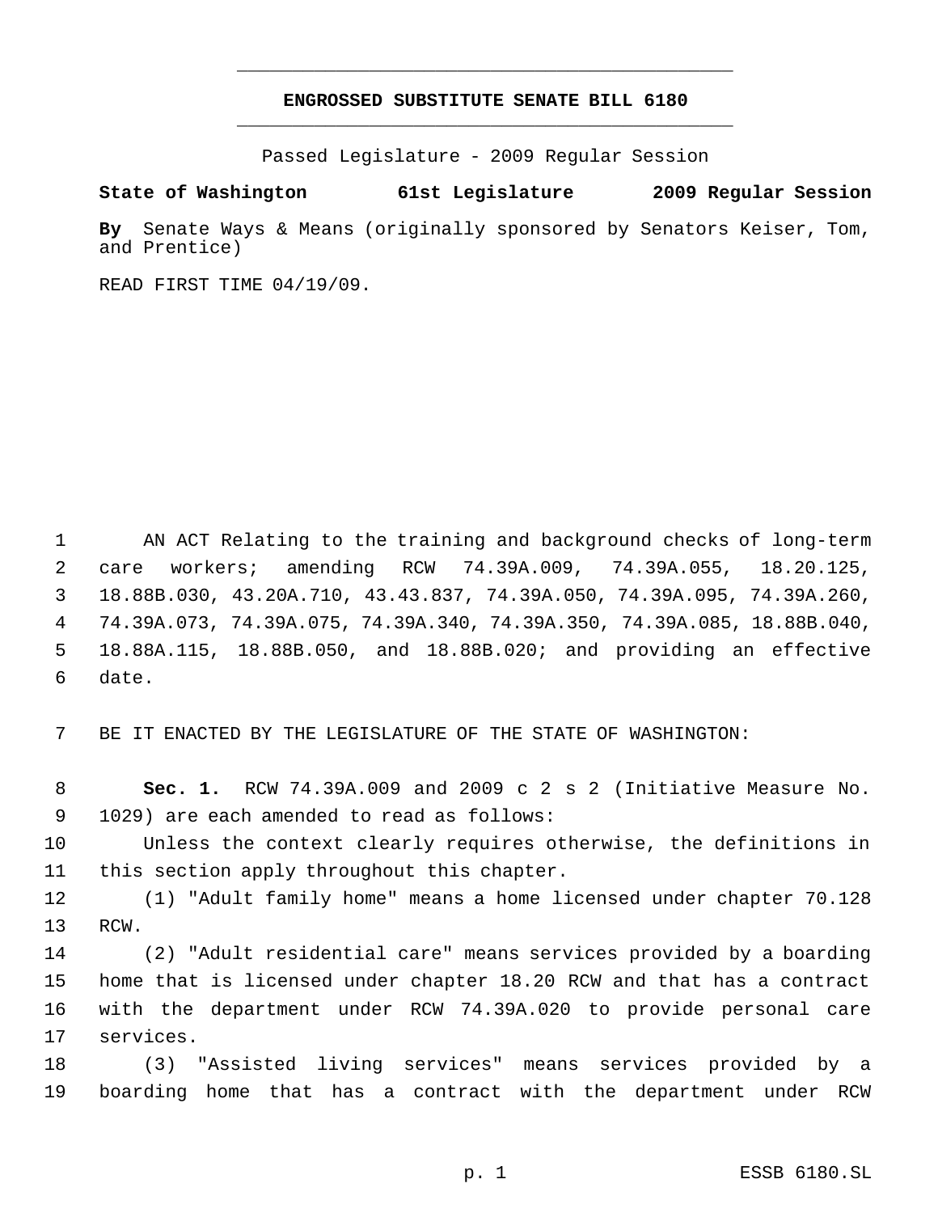**ENGROSSED SUBSTITUTE SENATE BILL 6180**

Passed Legislature - 2009 Regular Session

**State of Washington 61st Legislature 2009 Regular Session**

**By** Senate Ways & Means (originally sponsored by Senators Keiser, Tom, and Prentice)

READ FIRST TIME 04/19/09.

AN ACT Relating to the training and background checks of long-term care workers; amending RCW 74.39A.009, 74.39A.055, 18.20.125, 18.88B.030, 43.20A.710, 43.43.837, 74.39A.050, 74.39A.095, 74.39A.260, 74.39A.073, 74.39A.075, 74.39A.340, 74.39A.350, 74.39A.085, 18.88B.040, 18.88A.115, 18.88B.050, and 18.88B.020; and providing an effective date.

BE IT ENACTED BY THE LEGISLATURE OF THE STATE OF WASHINGTON:

**Sec. 1.** RCW 74.39A.009 and 2009 c 2 s 2 (Initiative Measure No. 1029) are each amended to read as follows:

Unless the context clearly requires otherwise, the definitions in this section apply throughout this chapter.

(1) "Adult family home" means a home licensed under chapter 70.128 RCW.

(2) "Adult residential care" means services provided by a boarding home that is licensed under chapter 18.20 RCW and that has a contract with the department under RCW 74.39A.020 to provide personal care services.

(3) "Assisted living services" means services provided by a boarding home that has a contract with the department under RCW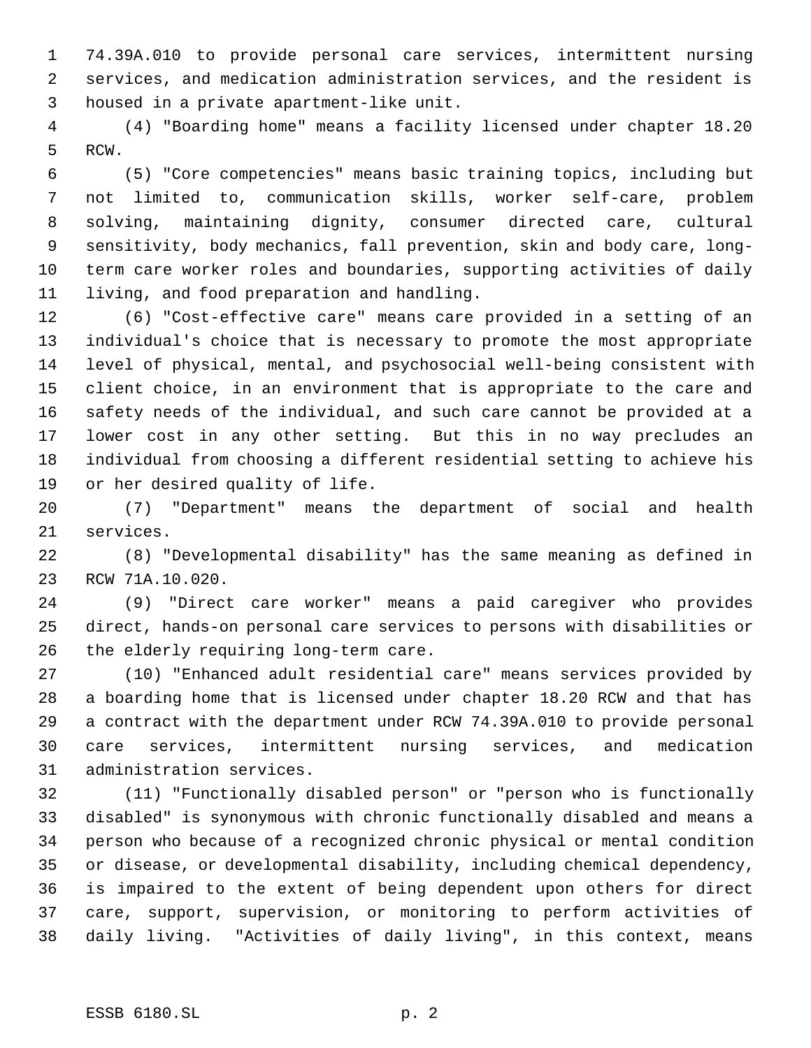74.39A.010 to provide personal care services, intermittent nursing services, and medication administration services, and the resident is housed in a private apartment-like unit.

(4) "Boarding home" means a facility licensed under chapter 18.20 RCW.

(5) "Core competencies" means basic training topics, including but not limited to, communication skills, worker self-care, problem solving, maintaining dignity, consumer directed care, cultural sensitivity, body mechanics, fall prevention, skin and body care, long-term care worker roles and boundaries, supporting activities of daily living, and food preparation and handling.

(6) "Cost-effective care" means care provided in a setting of an individual's choice that is necessary to promote the most appropriate level of physical, mental, and psychosocial well-being consistent with client choice, in an environment that is appropriate to the care and safety needs of the individual, and such care cannot be provided at a lower cost in any other setting. But this in no way precludes an individual from choosing a different residential setting to achieve his or her desired quality of life.

(7) "Department" means the department of social and health services.

(8) "Developmental disability" has the same meaning as defined in RCW 71A.10.020.

(9) "Direct care worker" means a paid caregiver who provides direct, hands-on personal care services to persons with disabilities or the elderly requiring long-term care.

(10) "Enhanced adult residential care" means services provided by a boarding home that is licensed under chapter 18.20 RCW and that has a contract with the department under RCW 74.39A.010 to provide personal care services, intermittent nursing services, and medication administration services.

(11) "Functionally disabled person" or "person who is functionally disabled" is synonymous with chronic functionally disabled and means a person who because of a recognized chronic physical or mental condition or disease, or developmental disability, including chemical dependency, is impaired to the extent of being dependent upon others for direct care, support, supervision, or monitoring to perform activities of daily living. "Activities of daily living", in this context, means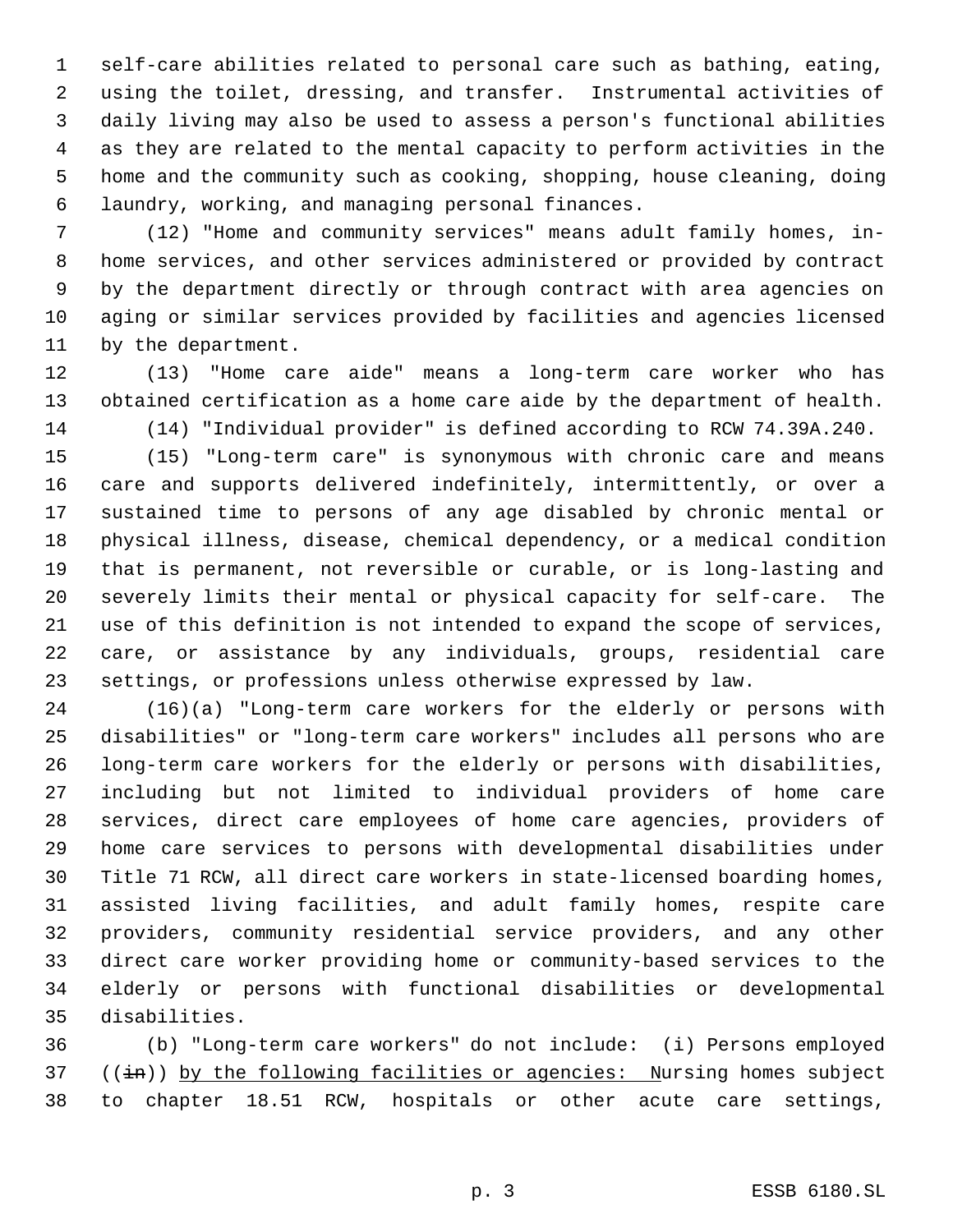self-care abilities related to personal care such as bathing, eating, using the toilet, dressing, and transfer. Instrumental activities of daily living may also be used to assess a person's functional abilities as they are related to the mental capacity to perform activities in the home and the community such as cooking, shopping, house cleaning, doing laundry, working, and managing personal finances.

(12) "Home and community services" means adult family homes, in-home services, and other services administered or provided by contract by the department directly or through contract with area agencies on aging or similar services provided by facilities and agencies licensed by the department.

(13) "Home care aide" means a long-term care worker who has obtained certification as a home care aide by the department of health.

(14) "Individual provider" is defined according to RCW 74.39A.240.

(15) "Long-term care" is synonymous with chronic care and means care and supports delivered indefinitely, intermittently, or over a sustained time to persons of any age disabled by chronic mental or physical illness, disease, chemical dependency, or a medical condition that is permanent, not reversible or curable, or is long-lasting and severely limits their mental or physical capacity for self-care. The use of this definition is not intended to expand the scope of services, care, or assistance by any individuals, groups, residential care settings, or professions unless otherwise expressed by law.

(16)(a) "Long-term care workers for the elderly or persons with disabilities" or "long-term care workers" includes all persons who are long-term care workers for the elderly or persons with disabilities, including but not limited to individual providers of home care services, direct care employees of home care agencies, providers of home care services to persons with developmental disabilities under Title 71 RCW, all direct care workers in state-licensed boarding homes, assisted living facilities, and adult family homes, respite care providers, community residential service providers, and any other direct care worker providing home or community-based services to the elderly or persons with functional disabilities or developmental disabilities.

(b) "Long-term care workers" do not include: (i) Persons employed ((~~in~~)) <u>by the following facilities or agencies: N</u>ursing homes subject to chapter 18.51 RCW, hospitals or other acute care settings,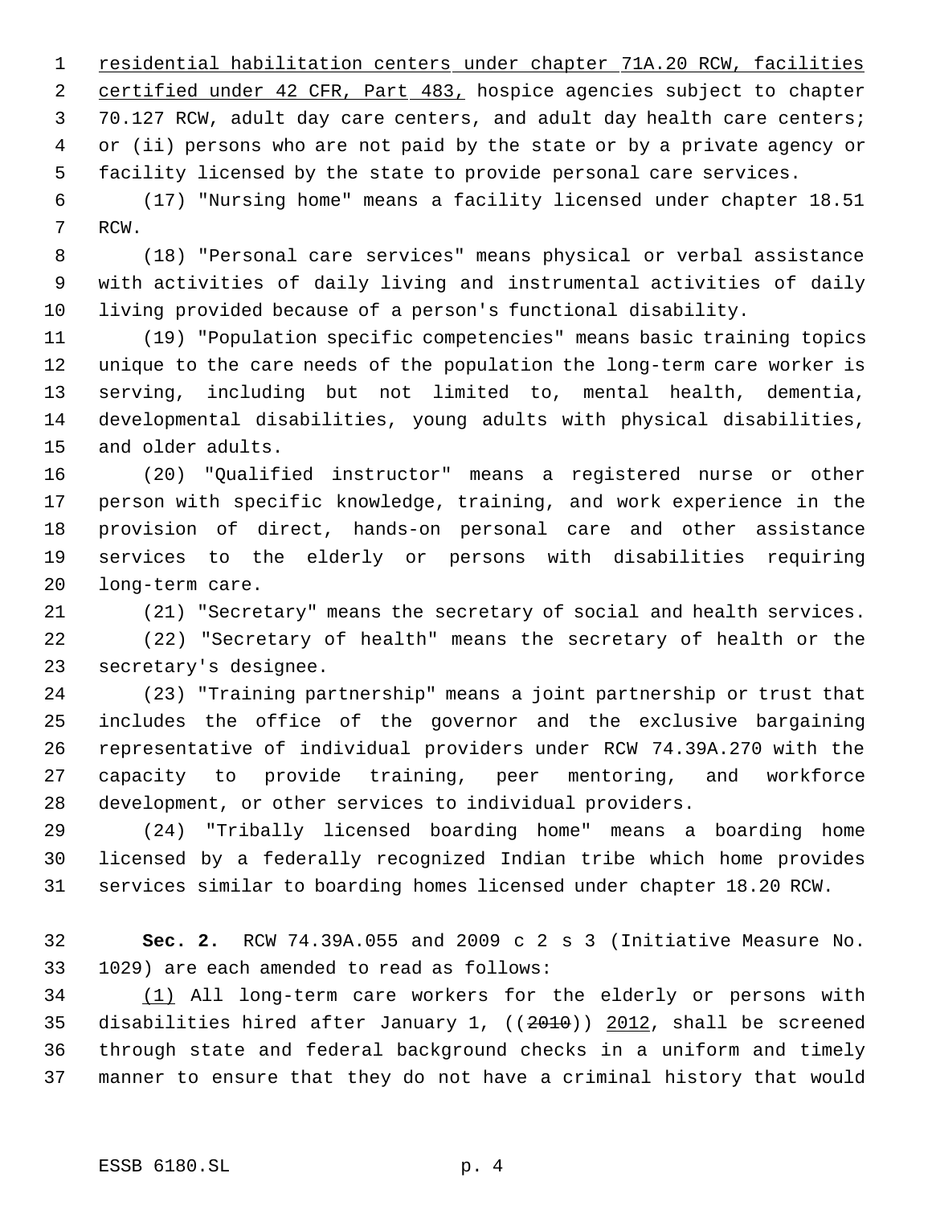residential habilitation centers under chapter 71A.20 RCW, facilities certified under 42 CFR, Part 483, hospice agencies subject to chapter 70.127 RCW, adult day care centers, and adult day health care centers; or (ii) persons who are not paid by the state or by a private agency or facility licensed by the state to provide personal care services.

(17) "Nursing home" means a facility licensed under chapter 18.51 RCW.

(18) "Personal care services" means physical or verbal assistance with activities of daily living and instrumental activities of daily living provided because of a person's functional disability.

(19) "Population specific competencies" means basic training topics unique to the care needs of the population the long-term care worker is serving, including but not limited to, mental health, dementia, developmental disabilities, young adults with physical disabilities, and older adults.

(20) "Qualified instructor" means a registered nurse or other person with specific knowledge, training, and work experience in the provision of direct, hands-on personal care and other assistance services to the elderly or persons with disabilities requiring long-term care.

(21) "Secretary" means the secretary of social and health services.

(22) "Secretary of health" means the secretary of health or the secretary's designee.

(23) "Training partnership" means a joint partnership or trust that includes the office of the governor and the exclusive bargaining representative of individual providers under RCW 74.39A.270 with the capacity to provide training, peer mentoring, and workforce development, or other services to individual providers.

(24) "Tribally licensed boarding home" means a boarding home licensed by a federally recognized Indian tribe which home provides services similar to boarding homes licensed under chapter 18.20 RCW.

**Sec. 2.** RCW 74.39A.055 and 2009 c 2 s 3 (Initiative Measure No. 1029) are each amended to read as follows:

(1) All long-term care workers for the elderly or persons with disabilities hired after January 1, ((2010)) 2012, shall be screened through state and federal background checks in a uniform and timely manner to ensure that they do not have a criminal history that would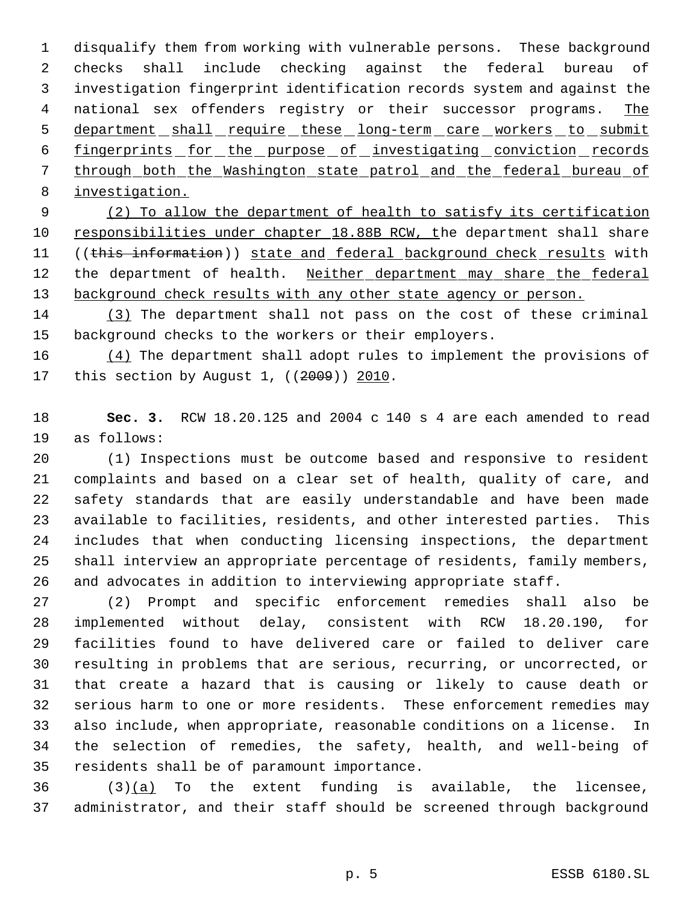disqualify them from working with vulnerable persons. These background checks shall include checking against the federal bureau of investigation fingerprint identification records system and against the national sex offenders registry or their successor programs. The department shall require these long-term care workers to submit fingerprints for the purpose of investigating conviction records through both the Washington state patrol and the federal bureau of investigation.

(2) To allow the department of health to satisfy its certification responsibilities under chapter 18.88B RCW, the department shall share ((this information)) state and federal background check results with the department of health. Neither department may share the federal background check results with any other state agency or person.

(3) The department shall not pass on the cost of these criminal background checks to the workers or their employers.

(4) The department shall adopt rules to implement the provisions of this section by August 1, ((2009)) 2010.

**Sec. 3.** RCW 18.20.125 and 2004 c 140 s 4 are each amended to read as follows:

(1) Inspections must be outcome based and responsive to resident complaints and based on a clear set of health, quality of care, and safety standards that are easily understandable and have been made available to facilities, residents, and other interested parties. This includes that when conducting licensing inspections, the department shall interview an appropriate percentage of residents, family members, and advocates in addition to interviewing appropriate staff.

(2) Prompt and specific enforcement remedies shall also be implemented without delay, consistent with RCW 18.20.190, for facilities found to have delivered care or failed to deliver care resulting in problems that are serious, recurring, or uncorrected, or that create a hazard that is causing or likely to cause death or serious harm to one or more residents. These enforcement remedies may also include, when appropriate, reasonable conditions on a license. In the selection of remedies, the safety, health, and well-being of residents shall be of paramount importance.

(3)(a) To the extent funding is available, the licensee, administrator, and their staff should be screened through background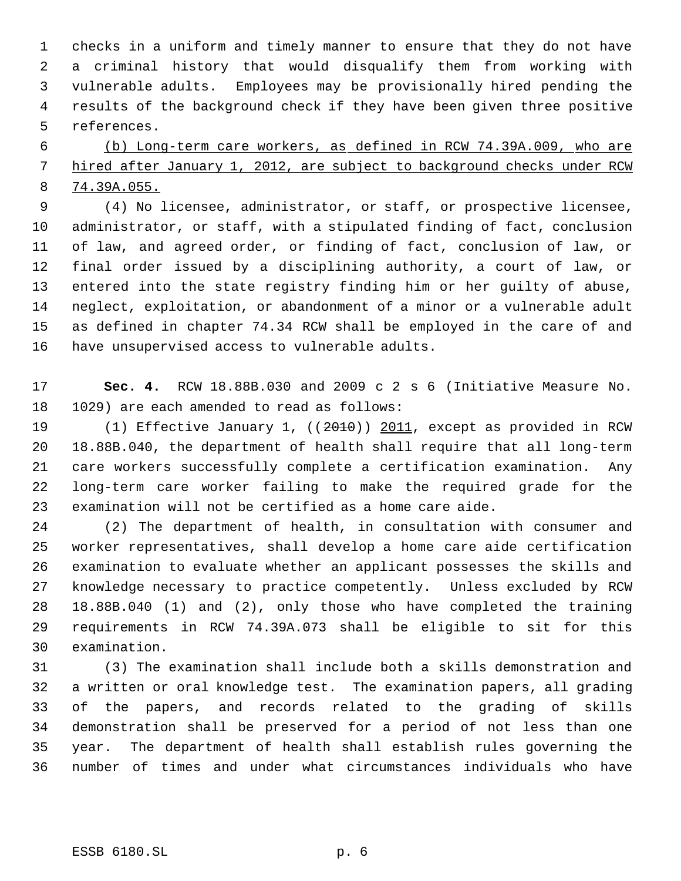checks in a uniform and timely manner to ensure that they do not have a criminal history that would disqualify them from working with vulnerable adults. Employees may be provisionally hired pending the results of the background check if they have been given three positive references.

<u>(b) Long-term care workers, as defined in RCW 74.39A.009, who are hired after January 1, 2012, are subject to background checks under RCW 74.39A.055.</u>

(4) No licensee, administrator, or staff, or prospective licensee, administrator, or staff, with a stipulated finding of fact, conclusion of law, and agreed order, or finding of fact, conclusion of law, or final order issued by a disciplining authority, a court of law, or entered into the state registry finding him or her guilty of abuse, neglect, exploitation, or abandonment of a minor or a vulnerable adult as defined in chapter 74.34 RCW shall be employed in the care of and have unsupervised access to vulnerable adults.

**Sec. 4.** RCW 18.88B.030 and 2009 c 2 s 6 (Initiative Measure No. 1029) are each amended to read as follows:

(1) Effective January 1, ((~~2010~~)) <u>2011</u>, except as provided in RCW 18.88B.040, the department of health shall require that all long-term care workers successfully complete a certification examination. Any long-term care worker failing to make the required grade for the examination will not be certified as a home care aide.

(2) The department of health, in consultation with consumer and worker representatives, shall develop a home care aide certification examination to evaluate whether an applicant possesses the skills and knowledge necessary to practice competently. Unless excluded by RCW 18.88B.040 (1) and (2), only those who have completed the training requirements in RCW 74.39A.073 shall be eligible to sit for this examination.

(3) The examination shall include both a skills demonstration and a written or oral knowledge test. The examination papers, all grading of the papers, and records related to the grading of skills demonstration shall be preserved for a period of not less than one year. The department of health shall establish rules governing the number of times and under what circumstances individuals who have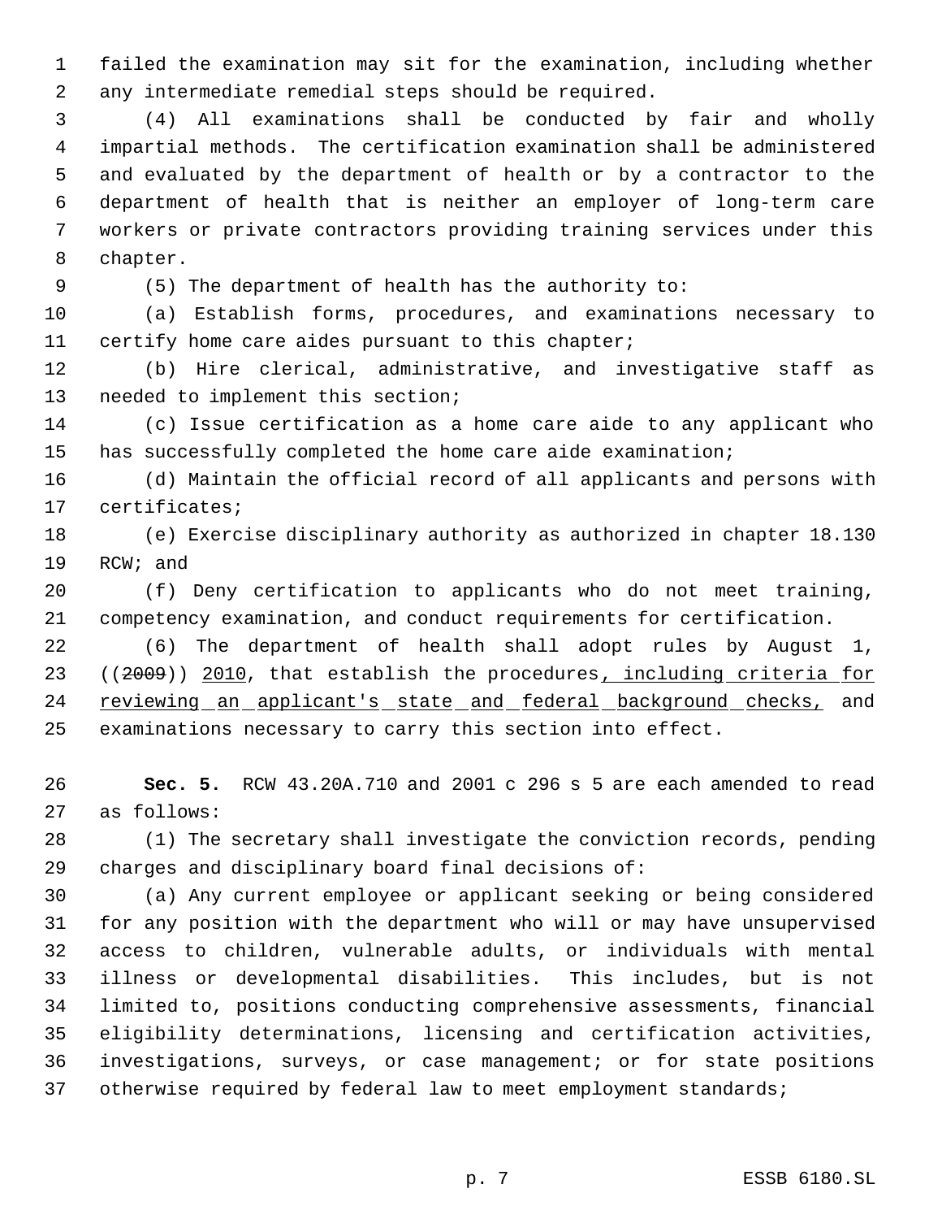failed the examination may sit for the examination, including whether any intermediate remedial steps should be required.

(4) All examinations shall be conducted by fair and wholly impartial methods. The certification examination shall be administered and evaluated by the department of health or by a contractor to the department of health that is neither an employer of long-term care workers or private contractors providing training services under this chapter.

(5) The department of health has the authority to:

(a) Establish forms, procedures, and examinations necessary to certify home care aides pursuant to this chapter;

(b) Hire clerical, administrative, and investigative staff as needed to implement this section;

(c) Issue certification as a home care aide to any applicant who has successfully completed the home care aide examination;

(d) Maintain the official record of all applicants and persons with certificates;

(e) Exercise disciplinary authority as authorized in chapter 18.130 RCW; and

(f) Deny certification to applicants who do not meet training, competency examination, and conduct requirements for certification.

(6) The department of health shall adopt rules by August 1, ((~~2009~~)) <u>2010</u>, that establish the procedures<u>, including criteria for reviewing an applicant's state and federal background checks,</u> and examinations necessary to carry this section into effect.

**Sec. 5.** RCW 43.20A.710 and 2001 c 296 s 5 are each amended to read as follows:

(1) The secretary shall investigate the conviction records, pending charges and disciplinary board final decisions of:

(a) Any current employee or applicant seeking or being considered for any position with the department who will or may have unsupervised access to children, vulnerable adults, or individuals with mental illness or developmental disabilities. This includes, but is not limited to, positions conducting comprehensive assessments, financial eligibility determinations, licensing and certification activities, investigations, surveys, or case management; or for state positions otherwise required by federal law to meet employment standards;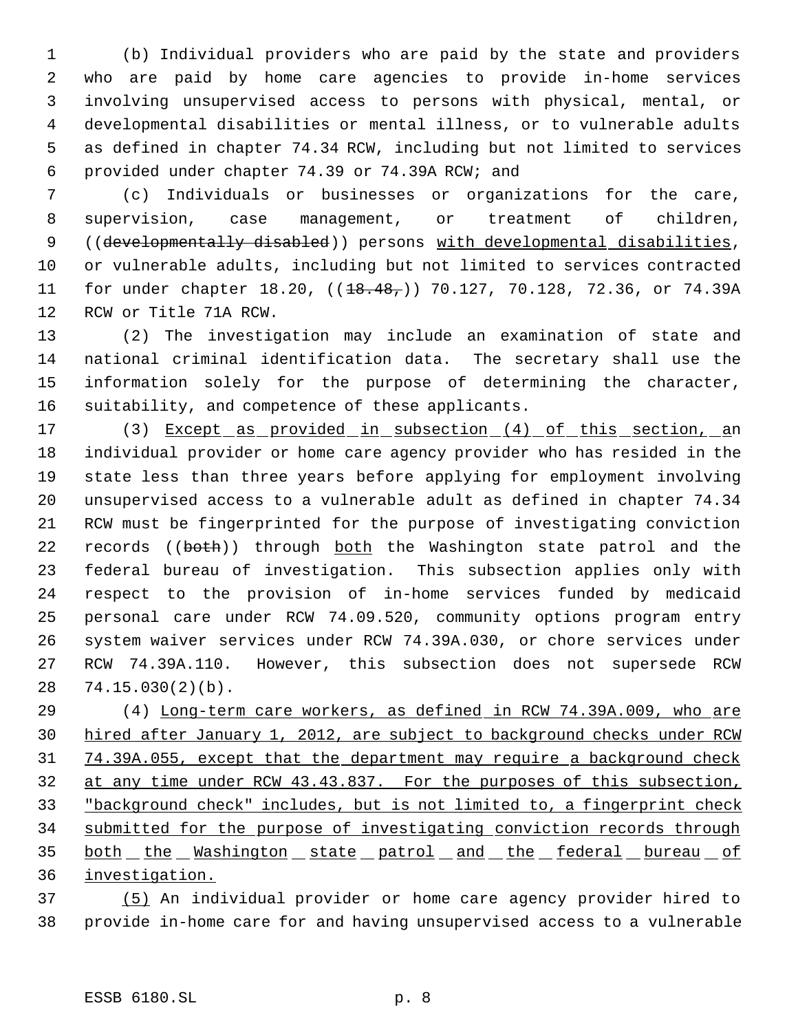(b) Individual providers who are paid by the state and providers who are paid by home care agencies to provide in-home services involving unsupervised access to persons with physical, mental, or developmental disabilities or mental illness, or to vulnerable adults as defined in chapter 74.34 RCW, including but not limited to services provided under chapter 74.39 or 74.39A RCW; and

(c) Individuals or businesses or organizations for the care, supervision, case management, or treatment of children, ((~~developmentally disabled~~)) persons with developmental disabilities, or vulnerable adults, including but not limited to services contracted for under chapter 18.20, ((~~18.48,~~)) 70.127, 70.128, 72.36, or 74.39A RCW or Title 71A RCW.

(2) The investigation may include an examination of state and national criminal identification data. The secretary shall use the information solely for the purpose of determining the character, suitability, and competence of these applicants.

(3) Except as provided in subsection (4) of this section, an individual provider or home care agency provider who has resided in the state less than three years before applying for employment involving unsupervised access to a vulnerable adult as defined in chapter 74.34 RCW must be fingerprinted for the purpose of investigating conviction records ((~~both~~)) through both the Washington state patrol and the federal bureau of investigation. This subsection applies only with respect to the provision of in-home services funded by medicaid personal care under RCW 74.09.520, community options program entry system waiver services under RCW 74.39A.030, or chore services under RCW 74.39A.110. However, this subsection does not supersede RCW 74.15.030(2)(b).

(4) Long-term care workers, as defined in RCW 74.39A.009, who are hired after January 1, 2012, are subject to background checks under RCW 74.39A.055, except that the department may require a background check at any time under RCW 43.43.837. For the purposes of this subsection, "background check" includes, but is not limited to, a fingerprint check submitted for the purpose of investigating conviction records through both the Washington state patrol and the federal bureau of investigation.

(5) An individual provider or home care agency provider hired to provide in-home care for and having unsupervised access to a vulnerable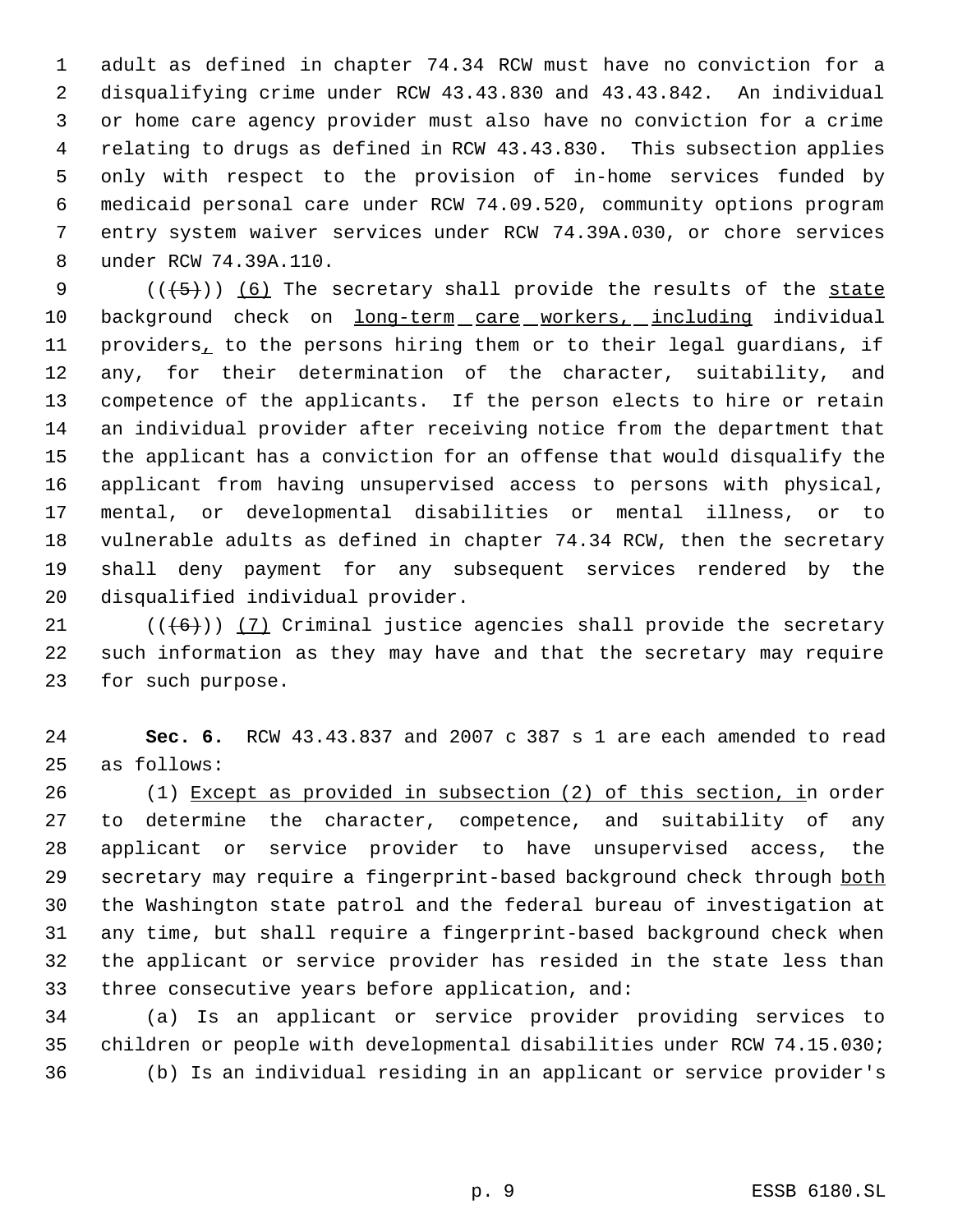adult as defined in chapter 74.34 RCW must have no conviction for a disqualifying crime under RCW 43.43.830 and 43.43.842. An individual or home care agency provider must also have no conviction for a crime relating to drugs as defined in RCW 43.43.830. This subsection applies only with respect to the provision of in-home services funded by medicaid personal care under RCW 74.09.520, community options program entry system waiver services under RCW 74.39A.030, or chore services under RCW 74.39A.110.

((~~(5)~~)) (6) The secretary shall provide the results of the state background check on long-term care workers, including individual providers, to the persons hiring them or to their legal guardians, if any, for their determination of the character, suitability, and competence of the applicants. If the person elects to hire or retain an individual provider after receiving notice from the department that the applicant has a conviction for an offense that would disqualify the applicant from having unsupervised access to persons with physical, mental, or developmental disabilities or mental illness, or to vulnerable adults as defined in chapter 74.34 RCW, then the secretary shall deny payment for any subsequent services rendered by the disqualified individual provider.

((~~(6)~~)) (7) Criminal justice agencies shall provide the secretary such information as they may have and that the secretary may require for such purpose.

**Sec. 6.** RCW 43.43.837 and 2007 c 387 s 1 are each amended to read as follows:

(1) Except as provided in subsection (2) of this section, in order to determine the character, competence, and suitability of any applicant or service provider to have unsupervised access, the secretary may require a fingerprint-based background check through both the Washington state patrol and the federal bureau of investigation at any time, but shall require a fingerprint-based background check when the applicant or service provider has resided in the state less than three consecutive years before application, and:

(a) Is an applicant or service provider providing services to children or people with developmental disabilities under RCW 74.15.030;

(b) Is an individual residing in an applicant or service provider's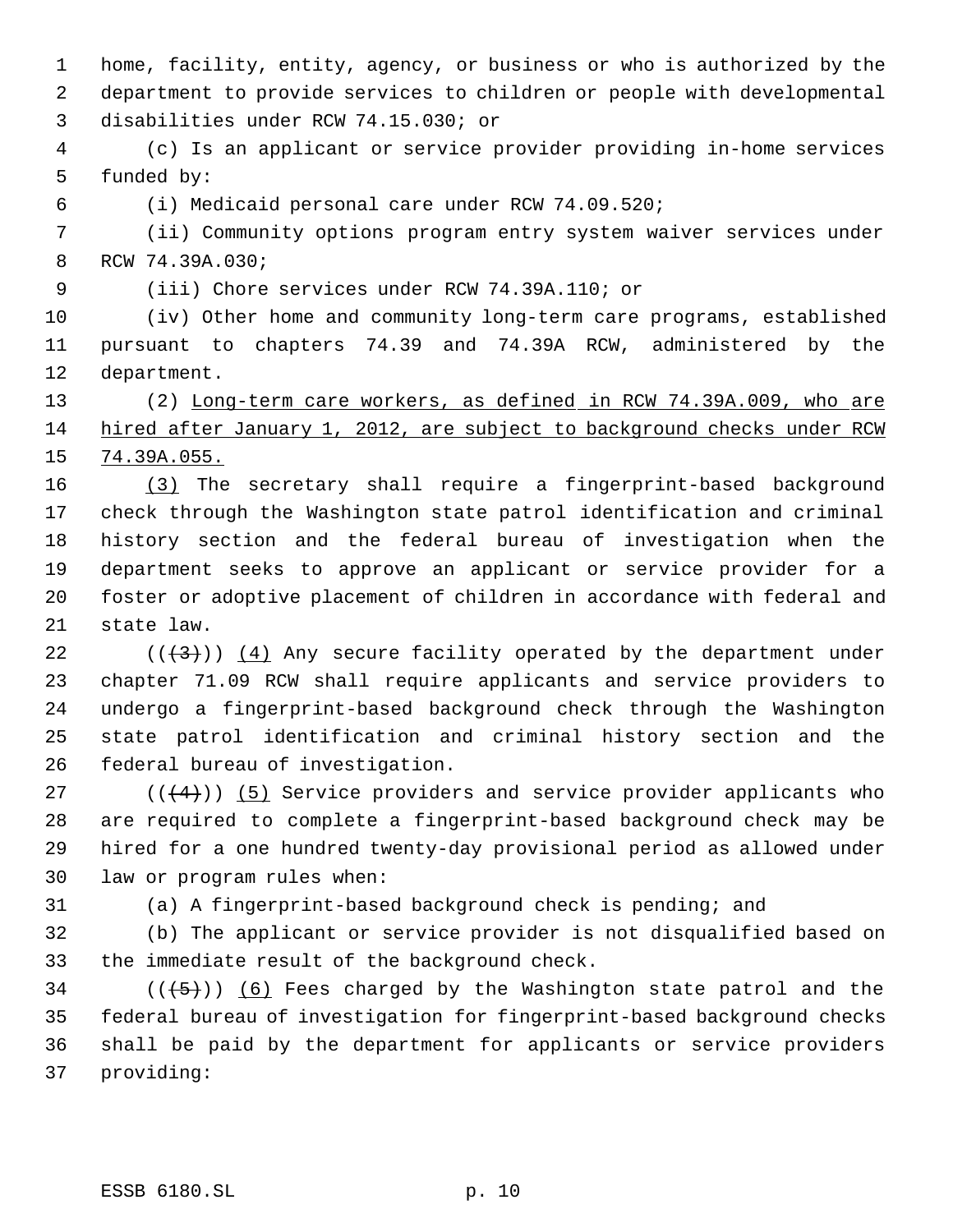home, facility, entity, agency, or business or who is authorized by the department to provide services to children or people with developmental disabilities under RCW 74.15.030; or

(c) Is an applicant or service provider providing in-home services funded by:

(i) Medicaid personal care under RCW 74.09.520;

(ii) Community options program entry system waiver services under RCW 74.39A.030;

(iii) Chore services under RCW 74.39A.110; or

(iv) Other home and community long-term care programs, established pursuant to chapters 74.39 and 74.39A RCW, administered by the department.

(2) Long-term care workers, as defined in RCW 74.39A.009, who are hired after January 1, 2012, are subject to background checks under RCW 74.39A.055.

(3) The secretary shall require a fingerprint-based background check through the Washington state patrol identification and criminal history section and the federal bureau of investigation when the department seeks to approve an applicant or service provider for a foster or adoptive placement of children in accordance with federal and state law.

(((3))) (4) Any secure facility operated by the department under chapter 71.09 RCW shall require applicants and service providers to undergo a fingerprint-based background check through the Washington state patrol identification and criminal history section and the federal bureau of investigation.

(((4))) (5) Service providers and service provider applicants who are required to complete a fingerprint-based background check may be hired for a one hundred twenty-day provisional period as allowed under law or program rules when:

(a) A fingerprint-based background check is pending; and

(b) The applicant or service provider is not disqualified based on the immediate result of the background check.

(((5))) (6) Fees charged by the Washington state patrol and the federal bureau of investigation for fingerprint-based background checks shall be paid by the department for applicants or service providers providing: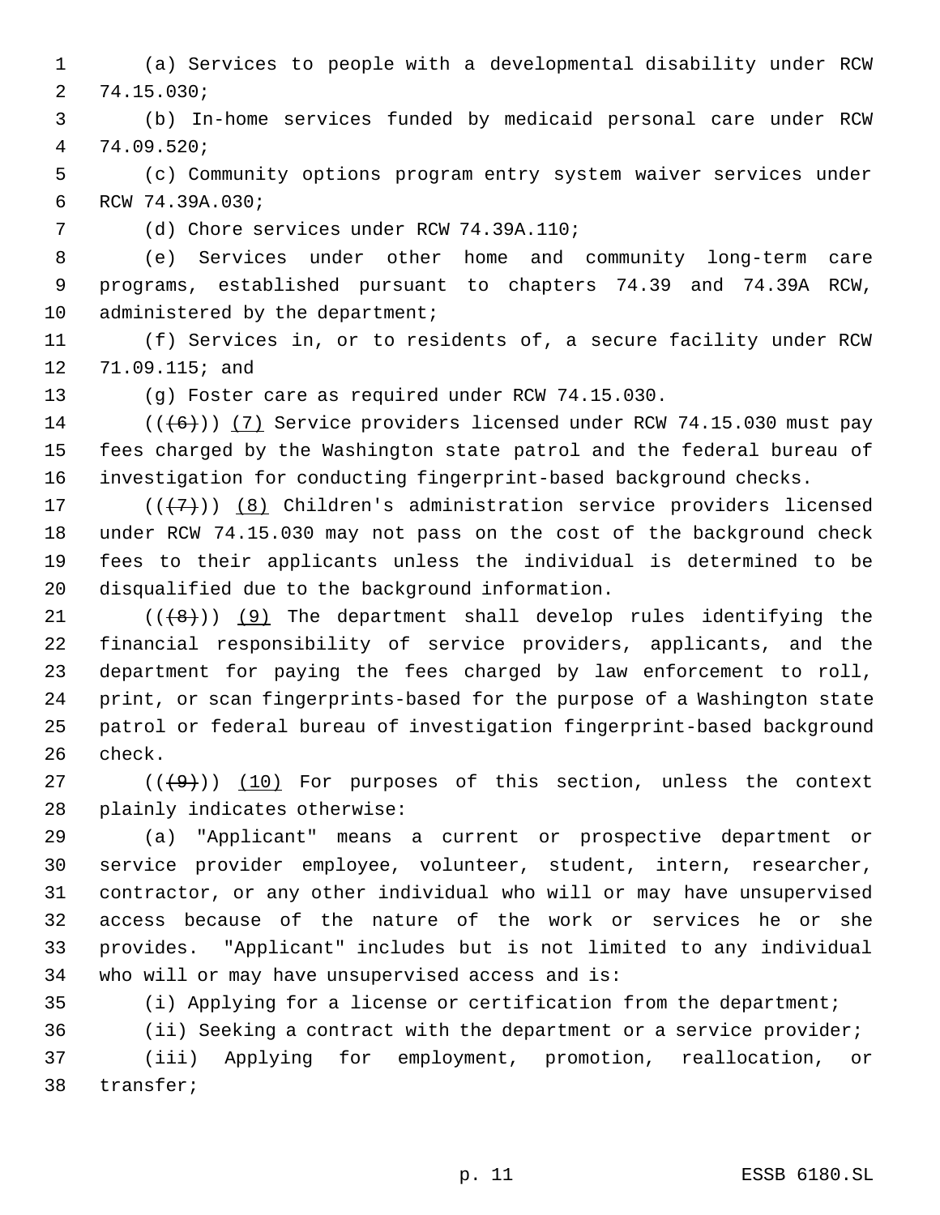(a) Services to people with a developmental disability under RCW 74.15.030;

(b) In-home services funded by medicaid personal care under RCW 74.09.520;

(c) Community options program entry system waiver services under RCW 74.39A.030;

(d) Chore services under RCW 74.39A.110;

(e) Services under other home and community long-term care programs, established pursuant to chapters 74.39 and 74.39A RCW, administered by the department;

(f) Services in, or to residents of, a secure facility under RCW 71.09.115; and

(g) Foster care as required under RCW 74.15.030.

~~((6))~~ (7) Service providers licensed under RCW 74.15.030 must pay fees charged by the Washington state patrol and the federal bureau of investigation for conducting fingerprint-based background checks.

~~((7))~~ (8) Children's administration service providers licensed under RCW 74.15.030 may not pass on the cost of the background check fees to their applicants unless the individual is determined to be disqualified due to the background information.

~~((8))~~ (9) The department shall develop rules identifying the financial responsibility of service providers, applicants, and the department for paying the fees charged by law enforcement to roll, print, or scan fingerprints-based for the purpose of a Washington state patrol or federal bureau of investigation fingerprint-based background check.

~~((9))~~ (10) For purposes of this section, unless the context plainly indicates otherwise:

(a) "Applicant" means a current or prospective department or service provider employee, volunteer, student, intern, researcher, contractor, or any other individual who will or may have unsupervised access because of the nature of the work or services he or she provides. "Applicant" includes but is not limited to any individual who will or may have unsupervised access and is:

(i) Applying for a license or certification from the department;

(ii) Seeking a contract with the department or a service provider;

(iii) Applying for employment, promotion, reallocation, or transfer;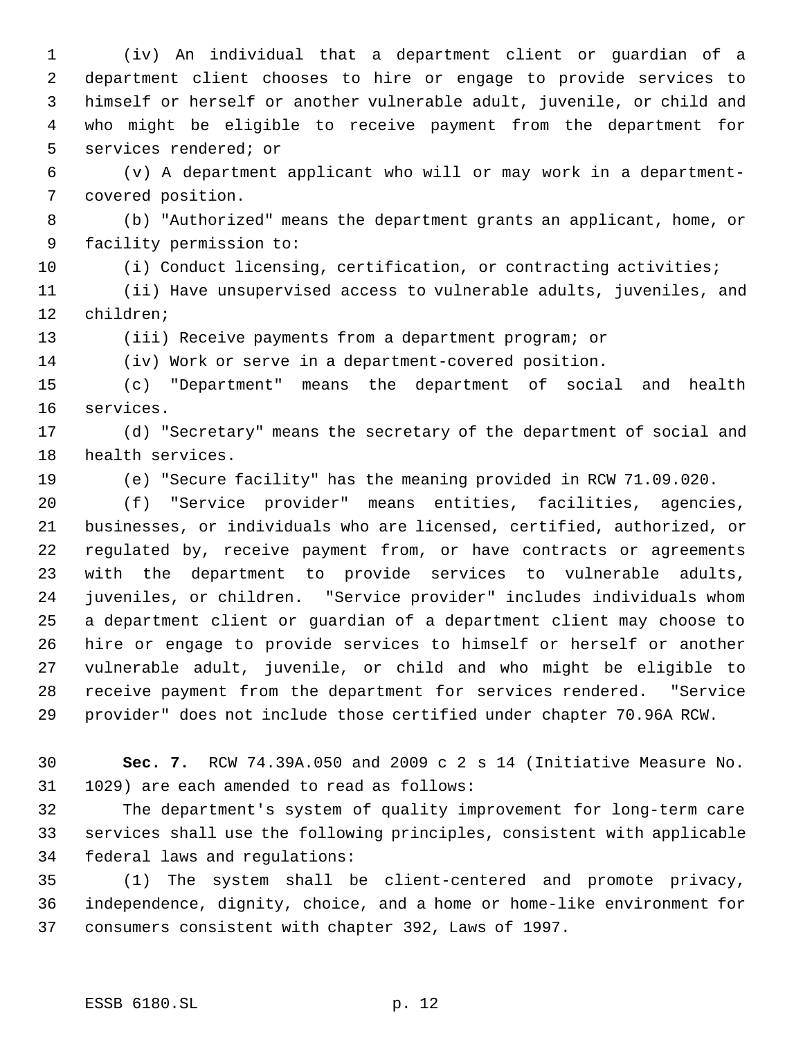(iv) An individual that a department client or guardian of a department client chooses to hire or engage to provide services to himself or herself or another vulnerable adult, juvenile, or child and who might be eligible to receive payment from the department for services rendered; or

(v) A department applicant who will or may work in a department-covered position.

(b) "Authorized" means the department grants an applicant, home, or facility permission to:

(i) Conduct licensing, certification, or contracting activities;

(ii) Have unsupervised access to vulnerable adults, juveniles, and children;

(iii) Receive payments from a department program; or

(iv) Work or serve in a department-covered position.

(c) "Department" means the department of social and health services.

(d) "Secretary" means the secretary of the department of social and health services.

(e) "Secure facility" has the meaning provided in RCW 71.09.020.

(f) "Service provider" means entities, facilities, agencies, businesses, or individuals who are licensed, certified, authorized, or regulated by, receive payment from, or have contracts or agreements with the department to provide services to vulnerable adults, juveniles, or children. "Service provider" includes individuals whom a department client or guardian of a department client may choose to hire or engage to provide services to himself or herself or another vulnerable adult, juvenile, or child and who might be eligible to receive payment from the department for services rendered. "Service provider" does not include those certified under chapter 70.96A RCW.

**Sec. 7.** RCW 74.39A.050 and 2009 c 2 s 14 (Initiative Measure No. 1029) are each amended to read as follows:

The department's system of quality improvement for long-term care services shall use the following principles, consistent with applicable federal laws and regulations:

(1) The system shall be client-centered and promote privacy, independence, dignity, choice, and a home or home-like environment for consumers consistent with chapter 392, Laws of 1997.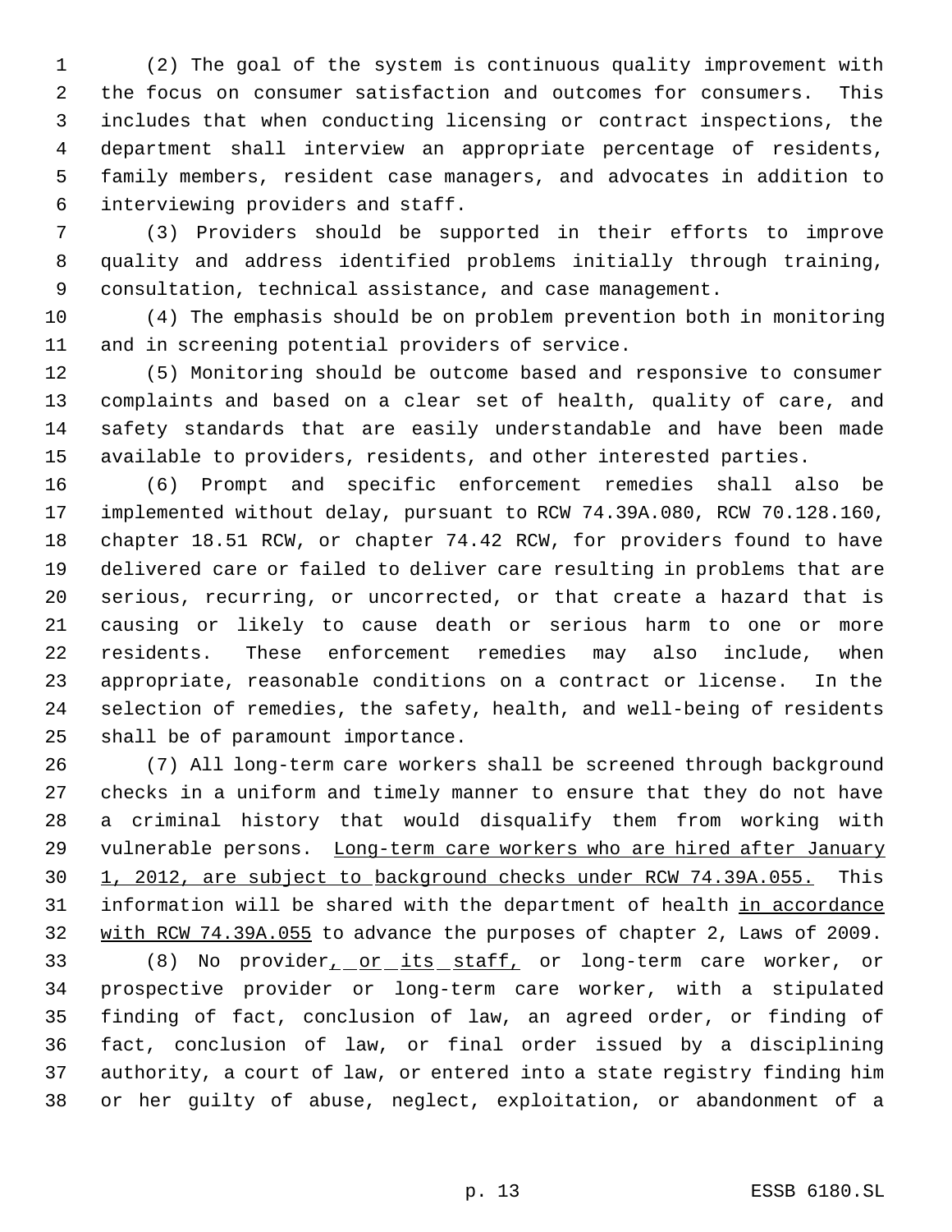(2) The goal of the system is continuous quality improvement with the focus on consumer satisfaction and outcomes for consumers. This includes that when conducting licensing or contract inspections, the department shall interview an appropriate percentage of residents, family members, resident case managers, and advocates in addition to interviewing providers and staff.

(3) Providers should be supported in their efforts to improve quality and address identified problems initially through training, consultation, technical assistance, and case management.

(4) The emphasis should be on problem prevention both in monitoring and in screening potential providers of service.

(5) Monitoring should be outcome based and responsive to consumer complaints and based on a clear set of health, quality of care, and safety standards that are easily understandable and have been made available to providers, residents, and other interested parties.

(6) Prompt and specific enforcement remedies shall also be implemented without delay, pursuant to RCW 74.39A.080, RCW 70.128.160, chapter 18.51 RCW, or chapter 74.42 RCW, for providers found to have delivered care or failed to deliver care resulting in problems that are serious, recurring, or uncorrected, or that create a hazard that is causing or likely to cause death or serious harm to one or more residents. These enforcement remedies may also include, when appropriate, reasonable conditions on a contract or license. In the selection of remedies, the safety, health, and well-being of residents shall be of paramount importance.

(7) All long-term care workers shall be screened through background checks in a uniform and timely manner to ensure that they do not have a criminal history that would disqualify them from working with vulnerable persons. <u>Long-term care workers who are hired after January 1, 2012, are subject to background checks under RCW 74.39A.055.</u> This information will be shared with the department of health <u>in accordance with RCW 74.39A.055</u> to advance the purposes of chapter 2, Laws of 2009.

(8) No provider<u>, or its staff,</u> or long-term care worker, or prospective provider or long-term care worker, with a stipulated finding of fact, conclusion of law, an agreed order, or finding of fact, conclusion of law, or final order issued by a disciplining authority, a court of law, or entered into a state registry finding him or her guilty of abuse, neglect, exploitation, or abandonment of a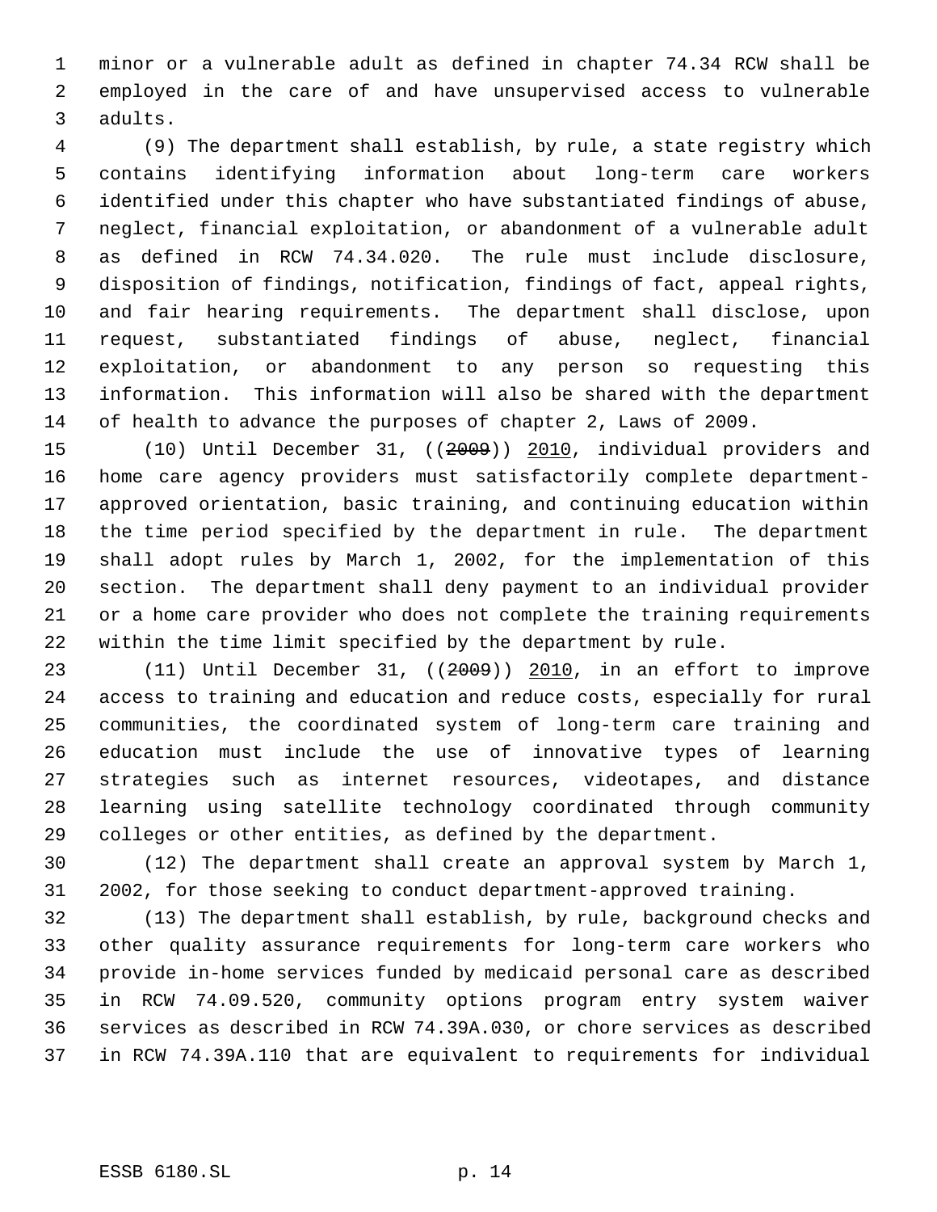minor or a vulnerable adult as defined in chapter 74.34 RCW shall be employed in the care of and have unsupervised access to vulnerable adults.

(9) The department shall establish, by rule, a state registry which contains identifying information about long-term care workers identified under this chapter who have substantiated findings of abuse, neglect, financial exploitation, or abandonment of a vulnerable adult as defined in RCW 74.34.020. The rule must include disclosure, disposition of findings, notification, findings of fact, appeal rights, and fair hearing requirements. The department shall disclose, upon request, substantiated findings of abuse, neglect, financial exploitation, or abandonment to any person so requesting this information. This information will also be shared with the department of health to advance the purposes of chapter 2, Laws of 2009.

(10) Until December 31, ((~~2009~~)) 2010, individual providers and home care agency providers must satisfactorily complete department-approved orientation, basic training, and continuing education within the time period specified by the department in rule. The department shall adopt rules by March 1, 2002, for the implementation of this section. The department shall deny payment to an individual provider or a home care provider who does not complete the training requirements within the time limit specified by the department by rule.

(11) Until December 31, ((~~2009~~)) 2010, in an effort to improve access to training and education and reduce costs, especially for rural communities, the coordinated system of long-term care training and education must include the use of innovative types of learning strategies such as internet resources, videotapes, and distance learning using satellite technology coordinated through community colleges or other entities, as defined by the department.

(12) The department shall create an approval system by March 1, 2002, for those seeking to conduct department-approved training.

(13) The department shall establish, by rule, background checks and other quality assurance requirements for long-term care workers who provide in-home services funded by medicaid personal care as described in RCW 74.09.520, community options program entry system waiver services as described in RCW 74.39A.030, or chore services as described in RCW 74.39A.110 that are equivalent to requirements for individual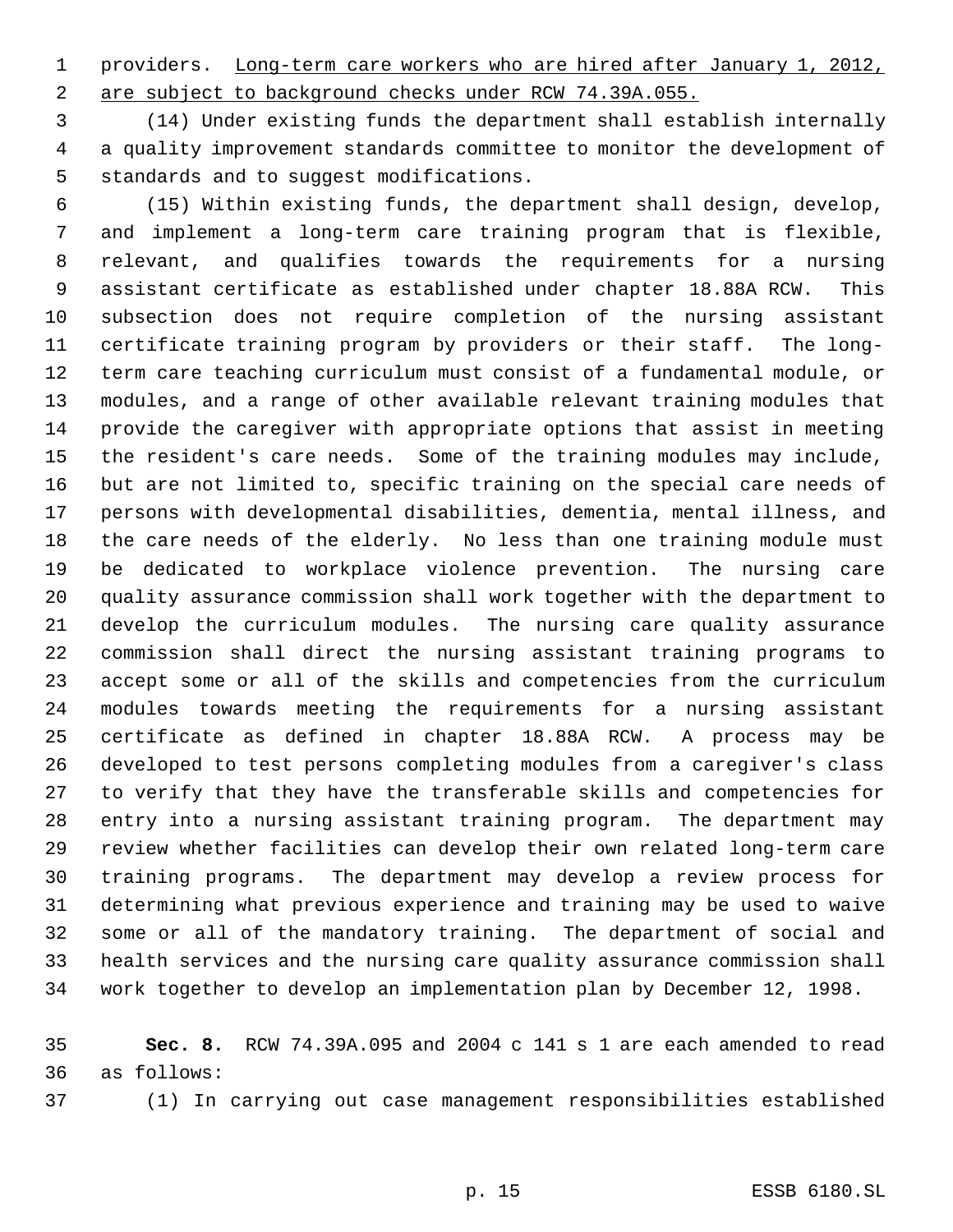providers. Long-term care workers who are hired after January 1, 2012, are subject to background checks under RCW 74.39A.055.

(14) Under existing funds the department shall establish internally a quality improvement standards committee to monitor the development of standards and to suggest modifications.

(15) Within existing funds, the department shall design, develop, and implement a long-term care training program that is flexible, relevant, and qualifies towards the requirements for a nursing assistant certificate as established under chapter 18.88A RCW. This subsection does not require completion of the nursing assistant certificate training program by providers or their staff. The long-term care teaching curriculum must consist of a fundamental module, or modules, and a range of other available relevant training modules that provide the caregiver with appropriate options that assist in meeting the resident's care needs. Some of the training modules may include, but are not limited to, specific training on the special care needs of persons with developmental disabilities, dementia, mental illness, and the care needs of the elderly. No less than one training module must be dedicated to workplace violence prevention. The nursing care quality assurance commission shall work together with the department to develop the curriculum modules. The nursing care quality assurance commission shall direct the nursing assistant training programs to accept some or all of the skills and competencies from the curriculum modules towards meeting the requirements for a nursing assistant certificate as defined in chapter 18.88A RCW. A process may be developed to test persons completing modules from a caregiver's class to verify that they have the transferable skills and competencies for entry into a nursing assistant training program. The department may review whether facilities can develop their own related long-term care training programs. The department may develop a review process for determining what previous experience and training may be used to waive some or all of the mandatory training. The department of social and health services and the nursing care quality assurance commission shall work together to develop an implementation plan by December 12, 1998.

**Sec. 8.** RCW 74.39A.095 and 2004 c 141 s 1 are each amended to read as follows:

(1) In carrying out case management responsibilities established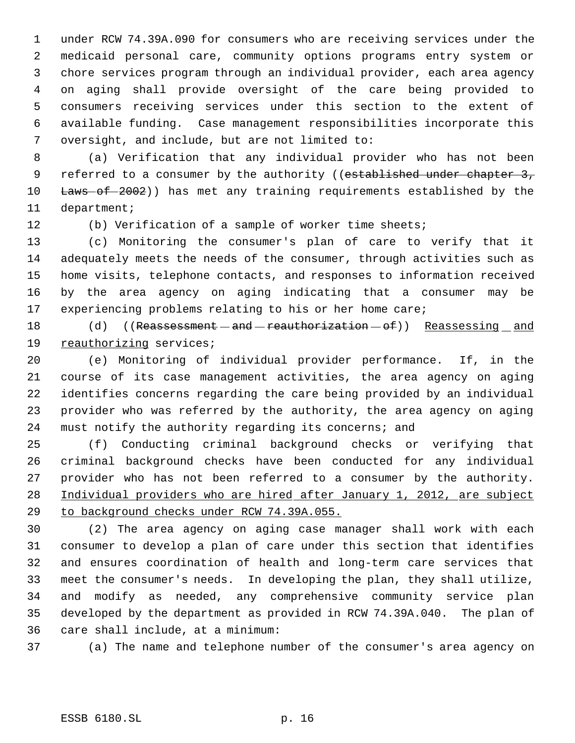under RCW 74.39A.090 for consumers who are receiving services under the medicaid personal care, community options programs entry system or chore services program through an individual provider, each area agency on aging shall provide oversight of the care being provided to consumers receiving services under this section to the extent of available funding. Case management responsibilities incorporate this oversight, and include, but are not limited to:

(a) Verification that any individual provider who has not been referred to a consumer by the authority ((~~established under chapter 3, Laws of 2002~~)) has met any training requirements established by the department;

(b) Verification of a sample of worker time sheets;

(c) Monitoring the consumer's plan of care to verify that it adequately meets the needs of the consumer, through activities such as home visits, telephone contacts, and responses to information received by the area agency on aging indicating that a consumer may be experiencing problems relating to his or her home care;

(d) ((~~Reassessment and reauthorization of~~)) <u>Reassessing and reauthorizing</u> services;

(e) Monitoring of individual provider performance. If, in the course of its case management activities, the area agency on aging identifies concerns regarding the care being provided by an individual provider who was referred by the authority, the area agency on aging must notify the authority regarding its concerns; and

(f) Conducting criminal background checks or verifying that criminal background checks have been conducted for any individual provider who has not been referred to a consumer by the authority. <u>Individual providers who are hired after January 1, 2012, are subject to background checks under RCW 74.39A.055.</u>

(2) The area agency on aging case manager shall work with each consumer to develop a plan of care under this section that identifies and ensures coordination of health and long-term care services that meet the consumer's needs. In developing the plan, they shall utilize, and modify as needed, any comprehensive community service plan developed by the department as provided in RCW 74.39A.040. The plan of care shall include, at a minimum:

(a) The name and telephone number of the consumer's area agency on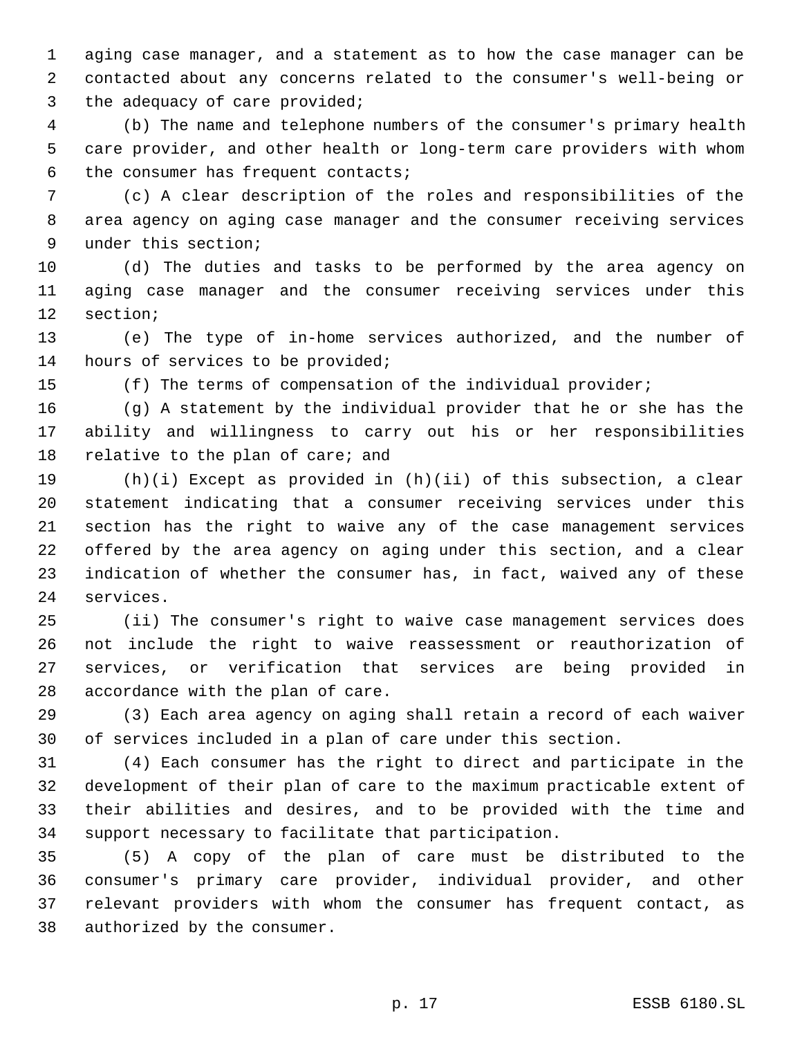aging case manager, and a statement as to how the case manager can be contacted about any concerns related to the consumer's well-being or the adequacy of care provided;

(b) The name and telephone numbers of the consumer's primary health care provider, and other health or long-term care providers with whom the consumer has frequent contacts;

(c) A clear description of the roles and responsibilities of the area agency on aging case manager and the consumer receiving services under this section;

(d) The duties and tasks to be performed by the area agency on aging case manager and the consumer receiving services under this section;

(e) The type of in-home services authorized, and the number of hours of services to be provided;

(f) The terms of compensation of the individual provider;

(g) A statement by the individual provider that he or she has the ability and willingness to carry out his or her responsibilities relative to the plan of care; and

(h)(i) Except as provided in (h)(ii) of this subsection, a clear statement indicating that a consumer receiving services under this section has the right to waive any of the case management services offered by the area agency on aging under this section, and a clear indication of whether the consumer has, in fact, waived any of these services.

(ii) The consumer's right to waive case management services does not include the right to waive reassessment or reauthorization of services, or verification that services are being provided in accordance with the plan of care.

(3) Each area agency on aging shall retain a record of each waiver of services included in a plan of care under this section.

(4) Each consumer has the right to direct and participate in the development of their plan of care to the maximum practicable extent of their abilities and desires, and to be provided with the time and support necessary to facilitate that participation.

(5) A copy of the plan of care must be distributed to the consumer's primary care provider, individual provider, and other relevant providers with whom the consumer has frequent contact, as authorized by the consumer.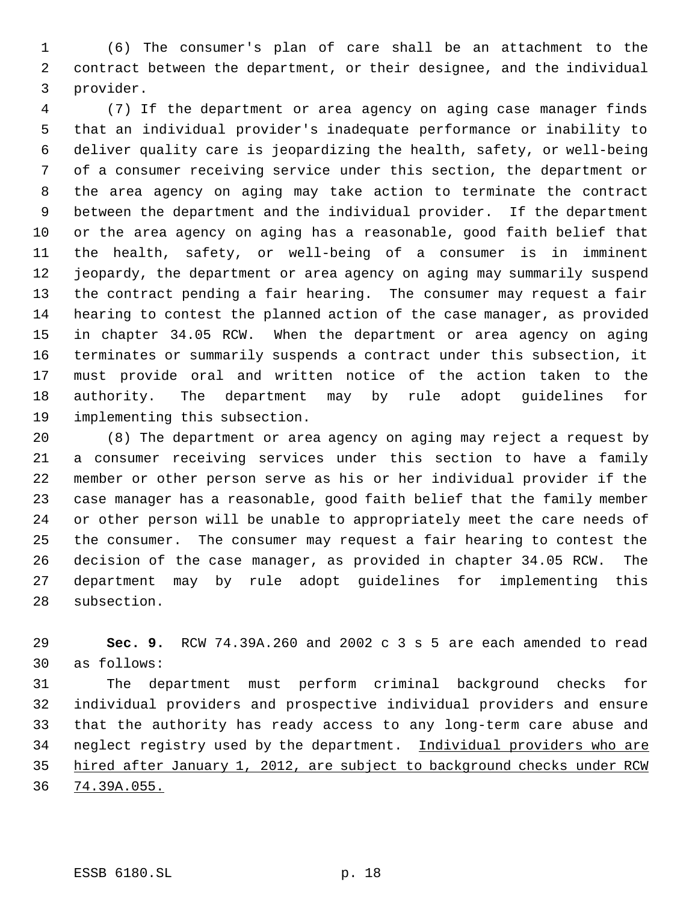(6) The consumer's plan of care shall be an attachment to the contract between the department, or their designee, and the individual provider.

(7) If the department or area agency on aging case manager finds that an individual provider's inadequate performance or inability to deliver quality care is jeopardizing the health, safety, or well-being of a consumer receiving service under this section, the department or the area agency on aging may take action to terminate the contract between the department and the individual provider. If the department or the area agency on aging has a reasonable, good faith belief that the health, safety, or well-being of a consumer is in imminent jeopardy, the department or area agency on aging may summarily suspend the contract pending a fair hearing. The consumer may request a fair hearing to contest the planned action of the case manager, as provided in chapter 34.05 RCW. When the department or area agency on aging terminates or summarily suspends a contract under this subsection, it must provide oral and written notice of the action taken to the authority. The department may by rule adopt guidelines for implementing this subsection.

(8) The department or area agency on aging may reject a request by a consumer receiving services under this section to have a family member or other person serve as his or her individual provider if the case manager has a reasonable, good faith belief that the family member or other person will be unable to appropriately meet the care needs of the consumer. The consumer may request a fair hearing to contest the decision of the case manager, as provided in chapter 34.05 RCW. The department may by rule adopt guidelines for implementing this subsection.

**Sec. 9.** RCW 74.39A.260 and 2002 c 3 s 5 are each amended to read as follows:

The department must perform criminal background checks for individual providers and prospective individual providers and ensure that the authority has ready access to any long-term care abuse and neglect registry used by the department. <u>Individual providers who are hired after January 1, 2012, are subject to background checks under RCW 74.39A.055.</u>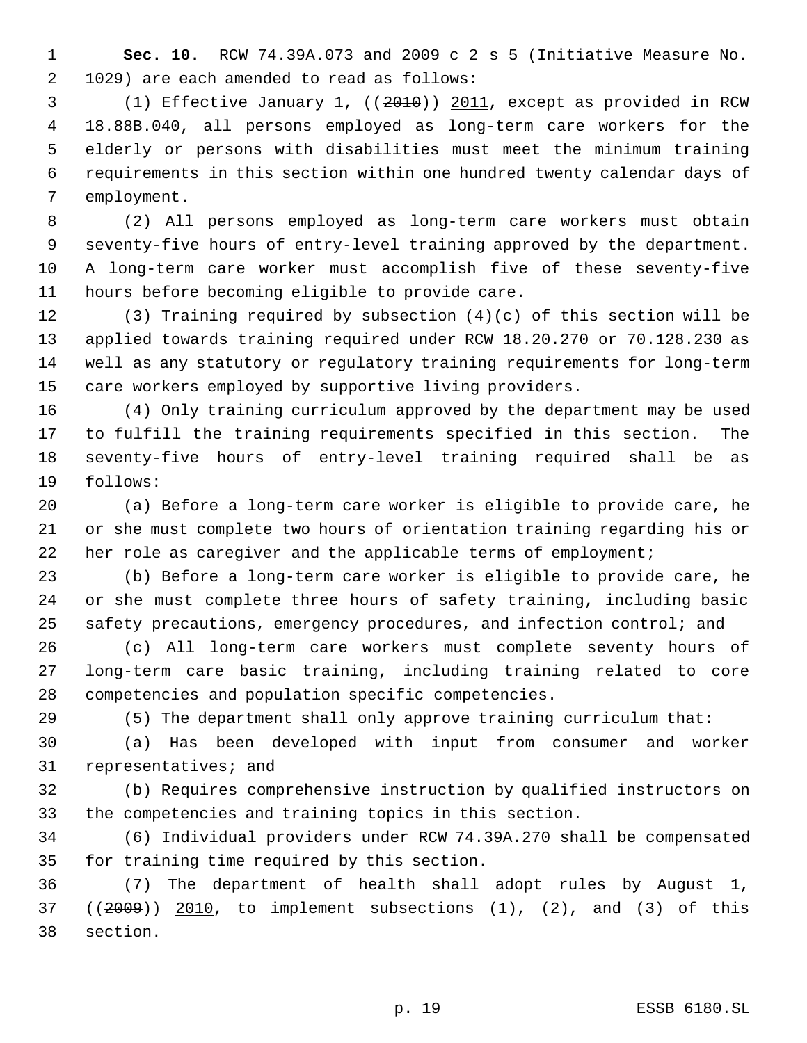**Sec. 10.** RCW 74.39A.073 and 2009 c 2 s 5 (Initiative Measure No. 1029) are each amended to read as follows:

(1) Effective January 1, ((~~2010~~)) <u>2011</u>, except as provided in RCW 18.88B.040, all persons employed as long-term care workers for the elderly or persons with disabilities must meet the minimum training requirements in this section within one hundred twenty calendar days of employment.

(2) All persons employed as long-term care workers must obtain seventy-five hours of entry-level training approved by the department. A long-term care worker must accomplish five of these seventy-five hours before becoming eligible to provide care.

(3) Training required by subsection (4)(c) of this section will be applied towards training required under RCW 18.20.270 or 70.128.230 as well as any statutory or regulatory training requirements for long-term care workers employed by supportive living providers.

(4) Only training curriculum approved by the department may be used to fulfill the training requirements specified in this section. The seventy-five hours of entry-level training required shall be as follows:

(a) Before a long-term care worker is eligible to provide care, he or she must complete two hours of orientation training regarding his or her role as caregiver and the applicable terms of employment;

(b) Before a long-term care worker is eligible to provide care, he or she must complete three hours of safety training, including basic safety precautions, emergency procedures, and infection control; and

(c) All long-term care workers must complete seventy hours of long-term care basic training, including training related to core competencies and population specific competencies.

(5) The department shall only approve training curriculum that:

(a) Has been developed with input from consumer and worker representatives; and

(b) Requires comprehensive instruction by qualified instructors on the competencies and training topics in this section.

(6) Individual providers under RCW 74.39A.270 shall be compensated for training time required by this section.

(7) The department of health shall adopt rules by August 1, ((~~2009~~)) <u>2010</u>, to implement subsections (1), (2), and (3) of this section.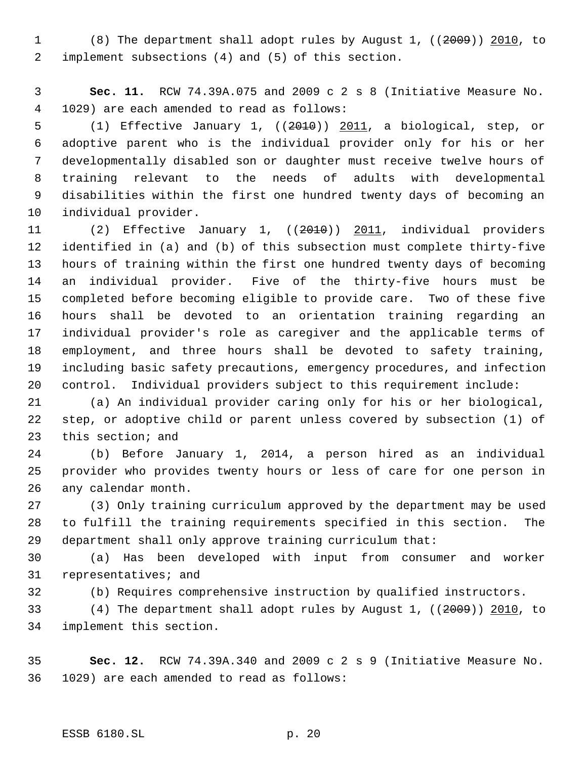(8) The department shall adopt rules by August 1, ((~~2009~~)) 2010, to implement subsections (4) and (5) of this section.

**Sec. 11.** RCW 74.39A.075 and 2009 c 2 s 8 (Initiative Measure No. 1029) are each amended to read as follows:

(1) Effective January 1, ((~~2010~~)) 2011, a biological, step, or adoptive parent who is the individual provider only for his or her developmentally disabled son or daughter must receive twelve hours of training relevant to the needs of adults with developmental disabilities within the first one hundred twenty days of becoming an individual provider.

(2) Effective January 1, ((~~2010~~)) 2011, individual providers identified in (a) and (b) of this subsection must complete thirty-five hours of training within the first one hundred twenty days of becoming an individual provider. Five of the thirty-five hours must be completed before becoming eligible to provide care. Two of these five hours shall be devoted to an orientation training regarding an individual provider's role as caregiver and the applicable terms of employment, and three hours shall be devoted to safety training, including basic safety precautions, emergency procedures, and infection control. Individual providers subject to this requirement include:

(a) An individual provider caring only for his or her biological, step, or adoptive child or parent unless covered by subsection (1) of this section; and

(b) Before January 1, 2014, a person hired as an individual provider who provides twenty hours or less of care for one person in any calendar month.

(3) Only training curriculum approved by the department may be used to fulfill the training requirements specified in this section. The department shall only approve training curriculum that:

(a) Has been developed with input from consumer and worker representatives; and

(b) Requires comprehensive instruction by qualified instructors.

(4) The department shall adopt rules by August 1, ((~~2009~~)) 2010, to implement this section.

**Sec. 12.** RCW 74.39A.340 and 2009 c 2 s 9 (Initiative Measure No. 1029) are each amended to read as follows: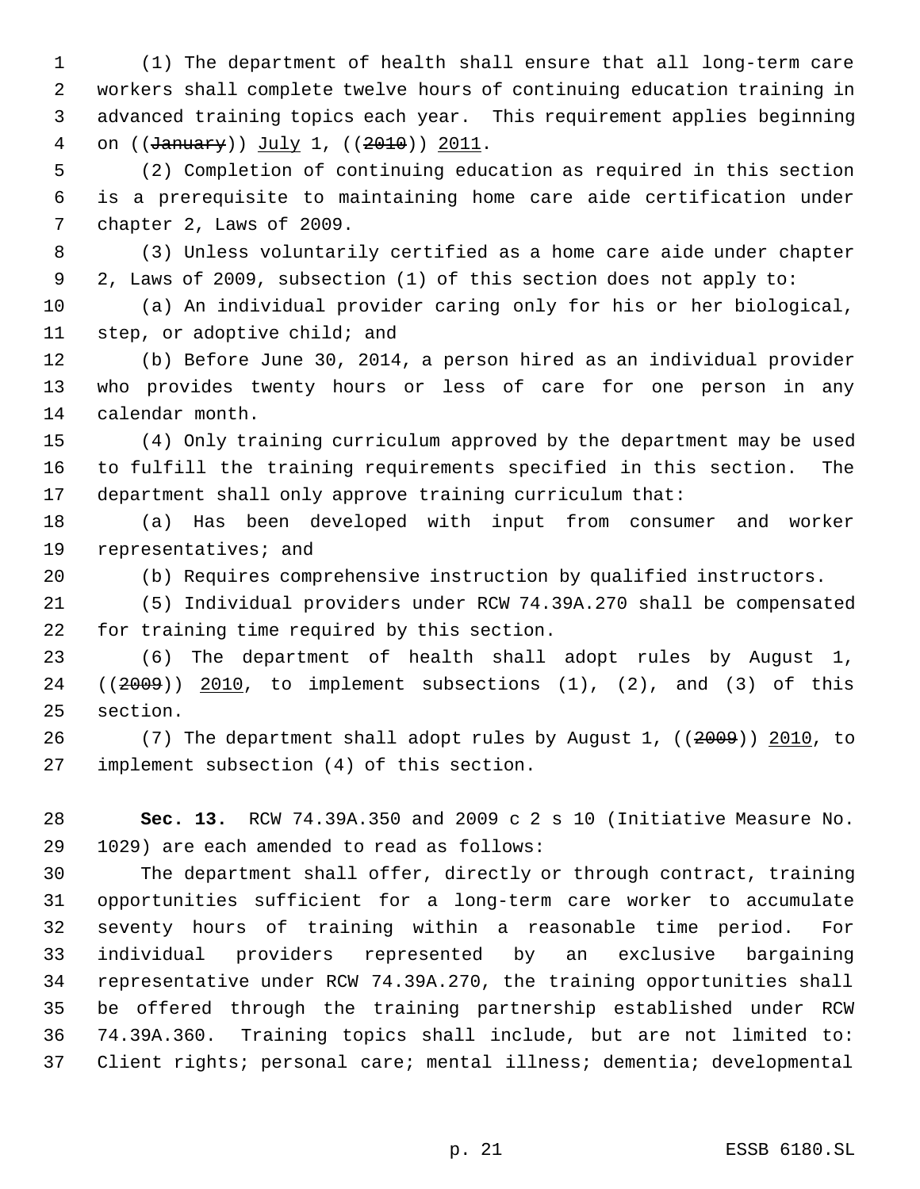(1) The department of health shall ensure that all long-term care workers shall complete twelve hours of continuing education training in advanced training topics each year. This requirement applies beginning on ((~~January~~)) July 1, ((~~2010~~)) 2011.

(2) Completion of continuing education as required in this section is a prerequisite to maintaining home care aide certification under chapter 2, Laws of 2009.

(3) Unless voluntarily certified as a home care aide under chapter 2, Laws of 2009, subsection (1) of this section does not apply to:

(a) An individual provider caring only for his or her biological, step, or adoptive child; and

(b) Before June 30, 2014, a person hired as an individual provider who provides twenty hours or less of care for one person in any calendar month.

(4) Only training curriculum approved by the department may be used to fulfill the training requirements specified in this section. The department shall only approve training curriculum that:

(a) Has been developed with input from consumer and worker representatives; and

(b) Requires comprehensive instruction by qualified instructors.

(5) Individual providers under RCW 74.39A.270 shall be compensated for training time required by this section.

(6) The department of health shall adopt rules by August 1, ((~~2009~~)) 2010, to implement subsections (1), (2), and (3) of this section.

(7) The department shall adopt rules by August 1, ((~~2009~~)) 2010, to implement subsection (4) of this section.

**Sec. 13.** RCW 74.39A.350 and 2009 c 2 s 10 (Initiative Measure No. 1029) are each amended to read as follows:

The department shall offer, directly or through contract, training opportunities sufficient for a long-term care worker to accumulate seventy hours of training within a reasonable time period. For individual providers represented by an exclusive bargaining representative under RCW 74.39A.270, the training opportunities shall be offered through the training partnership established under RCW 74.39A.360. Training topics shall include, but are not limited to: Client rights; personal care; mental illness; dementia; developmental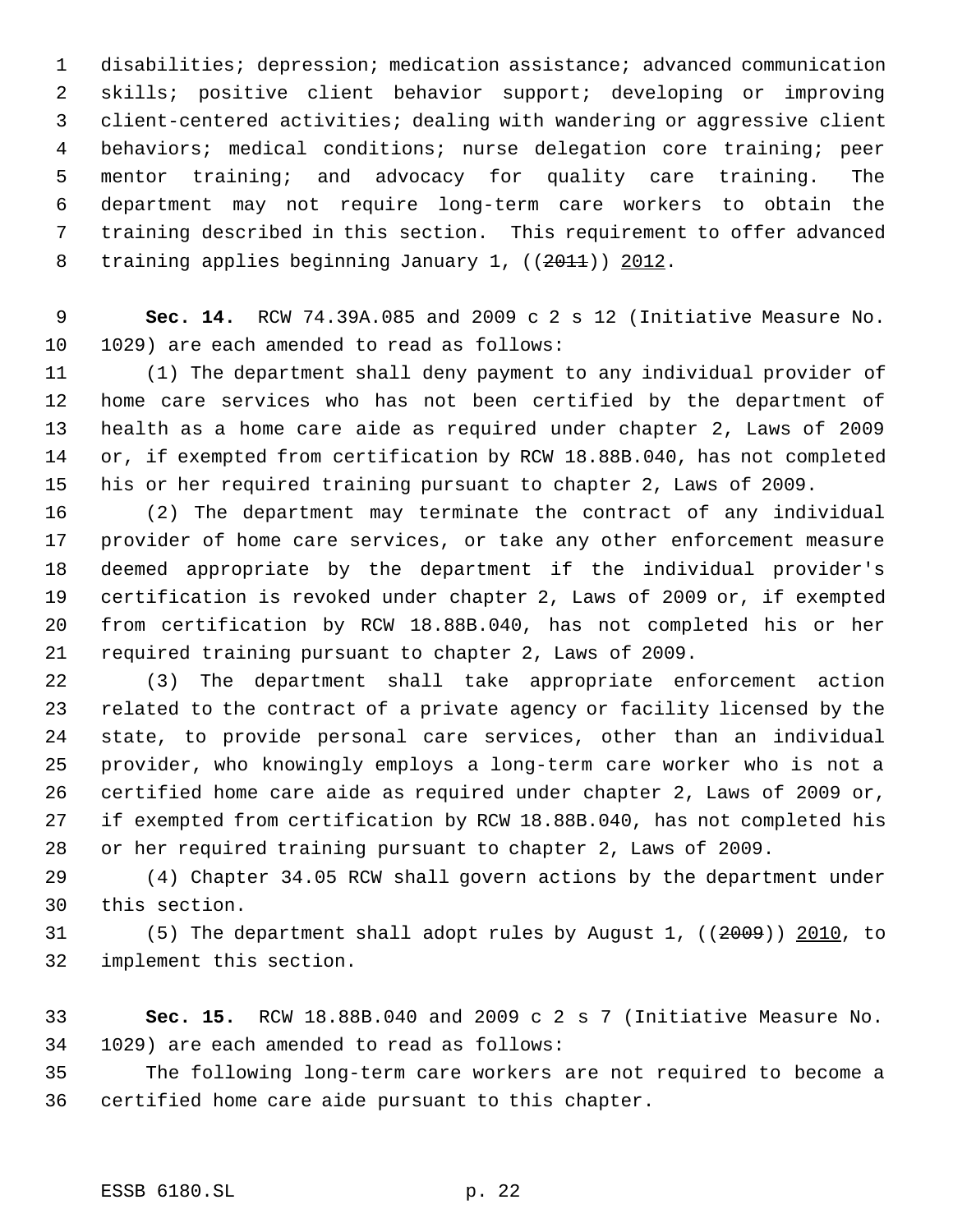disabilities; depression; medication assistance; advanced communication skills; positive client behavior support; developing or improving client-centered activities; dealing with wandering or aggressive client behaviors; medical conditions; nurse delegation core training; peer mentor training; and advocacy for quality care training. The department may not require long-term care workers to obtain the training described in this section. This requirement to offer advanced training applies beginning January 1, ((~~2011~~)) <u>2012</u>.

**Sec. 14.** RCW 74.39A.085 and 2009 c 2 s 12 (Initiative Measure No. 1029) are each amended to read as follows:

(1) The department shall deny payment to any individual provider of home care services who has not been certified by the department of health as a home care aide as required under chapter 2, Laws of 2009 or, if exempted from certification by RCW 18.88B.040, has not completed his or her required training pursuant to chapter 2, Laws of 2009.

(2) The department may terminate the contract of any individual provider of home care services, or take any other enforcement measure deemed appropriate by the department if the individual provider's certification is revoked under chapter 2, Laws of 2009 or, if exempted from certification by RCW 18.88B.040, has not completed his or her required training pursuant to chapter 2, Laws of 2009.

(3) The department shall take appropriate enforcement action related to the contract of a private agency or facility licensed by the state, to provide personal care services, other than an individual provider, who knowingly employs a long-term care worker who is not a certified home care aide as required under chapter 2, Laws of 2009 or, if exempted from certification by RCW 18.88B.040, has not completed his or her required training pursuant to chapter 2, Laws of 2009.

(4) Chapter 34.05 RCW shall govern actions by the department under this section.

(5) The department shall adopt rules by August 1, ((~~2009~~)) <u>2010</u>, to implement this section.

**Sec. 15.** RCW 18.88B.040 and 2009 c 2 s 7 (Initiative Measure No. 1029) are each amended to read as follows:

The following long-term care workers are not required to become a certified home care aide pursuant to this chapter.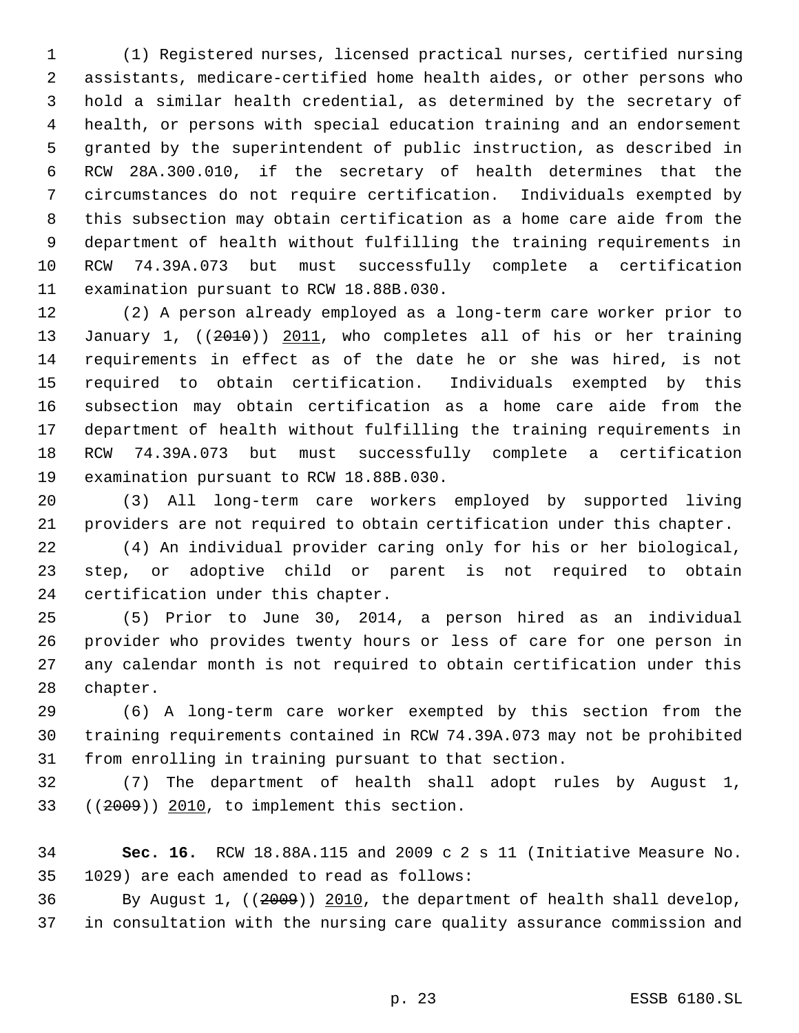(1) Registered nurses, licensed practical nurses, certified nursing assistants, medicare-certified home health aides, or other persons who hold a similar health credential, as determined by the secretary of health, or persons with special education training and an endorsement granted by the superintendent of public instruction, as described in RCW 28A.300.010, if the secretary of health determines that the circumstances do not require certification. Individuals exempted by this subsection may obtain certification as a home care aide from the department of health without fulfilling the training requirements in RCW 74.39A.073 but must successfully complete a certification examination pursuant to RCW 18.88B.030.

(2) A person already employed as a long-term care worker prior to January 1, ((~~2010~~)) <u>2011</u>, who completes all of his or her training requirements in effect as of the date he or she was hired, is not required to obtain certification. Individuals exempted by this subsection may obtain certification as a home care aide from the department of health without fulfilling the training requirements in RCW 74.39A.073 but must successfully complete a certification examination pursuant to RCW 18.88B.030.

(3) All long-term care workers employed by supported living providers are not required to obtain certification under this chapter.

(4) An individual provider caring only for his or her biological, step, or adoptive child or parent is not required to obtain certification under this chapter.

(5) Prior to June 30, 2014, a person hired as an individual provider who provides twenty hours or less of care for one person in any calendar month is not required to obtain certification under this chapter.

(6) A long-term care worker exempted by this section from the training requirements contained in RCW 74.39A.073 may not be prohibited from enrolling in training pursuant to that section.

(7) The department of health shall adopt rules by August 1, ((~~2009~~)) <u>2010</u>, to implement this section.

**Sec. 16.** RCW 18.88A.115 and 2009 c 2 s 11 (Initiative Measure No. 1029) are each amended to read as follows:

By August 1, ((~~2009~~)) <u>2010</u>, the department of health shall develop, in consultation with the nursing care quality assurance commission and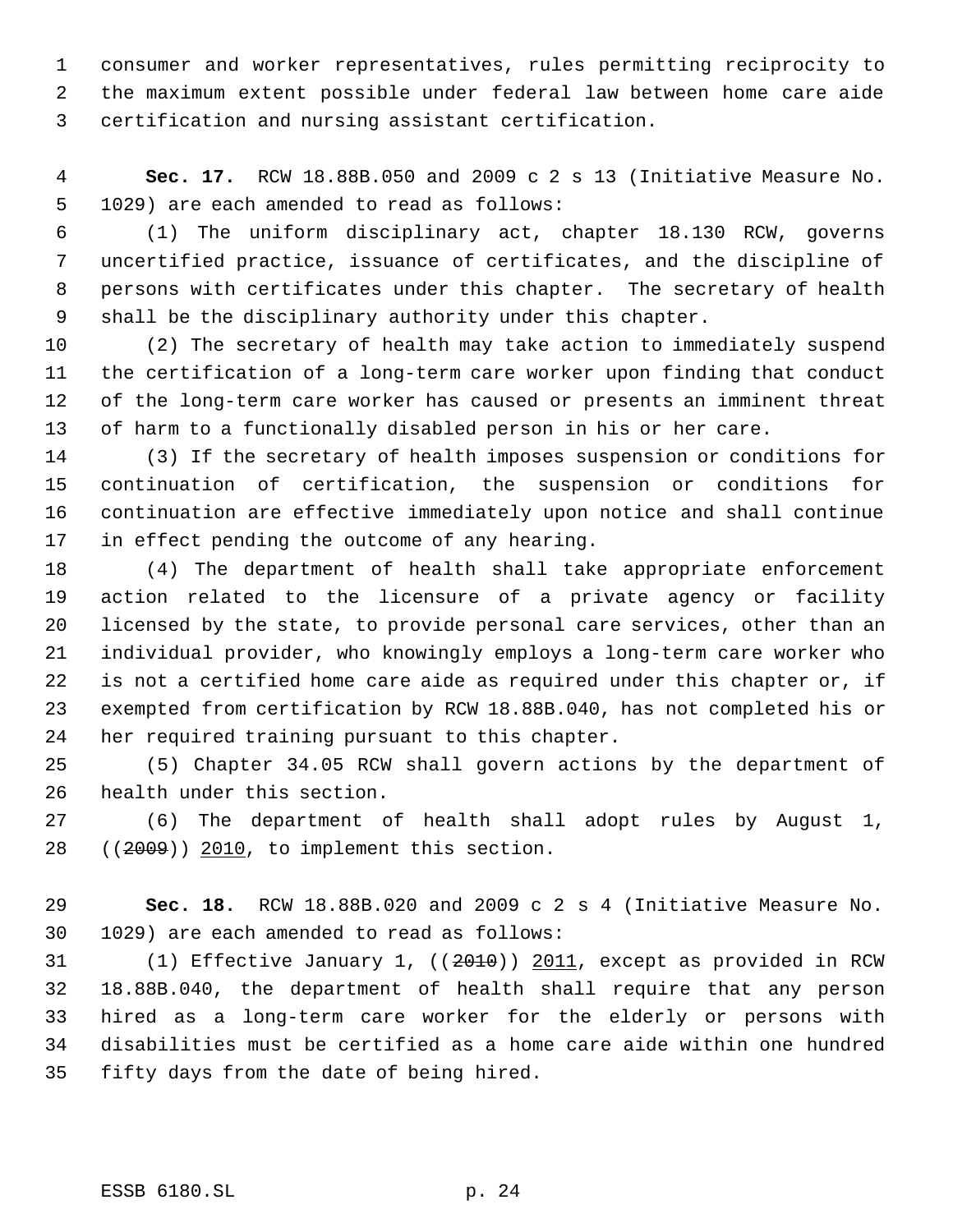consumer and worker representatives, rules permitting reciprocity to the maximum extent possible under federal law between home care aide certification and nursing assistant certification.

**Sec. 17.** RCW 18.88B.050 and 2009 c 2 s 13 (Initiative Measure No. 1029) are each amended to read as follows:

(1) The uniform disciplinary act, chapter 18.130 RCW, governs uncertified practice, issuance of certificates, and the discipline of persons with certificates under this chapter. The secretary of health shall be the disciplinary authority under this chapter.

(2) The secretary of health may take action to immediately suspend the certification of a long-term care worker upon finding that conduct of the long-term care worker has caused or presents an imminent threat of harm to a functionally disabled person in his or her care.

(3) If the secretary of health imposes suspension or conditions for continuation of certification, the suspension or conditions for continuation are effective immediately upon notice and shall continue in effect pending the outcome of any hearing.

(4) The department of health shall take appropriate enforcement action related to the licensure of a private agency or facility licensed by the state, to provide personal care services, other than an individual provider, who knowingly employs a long-term care worker who is not a certified home care aide as required under this chapter or, if exempted from certification by RCW 18.88B.040, has not completed his or her required training pursuant to this chapter.

(5) Chapter 34.05 RCW shall govern actions by the department of health under this section.

(6) The department of health shall adopt rules by August 1, ((~~2009~~)) 2010, to implement this section.

**Sec. 18.** RCW 18.88B.020 and 2009 c 2 s 4 (Initiative Measure No. 1029) are each amended to read as follows:

(1) Effective January 1, ((~~2010~~)) 2011, except as provided in RCW 18.88B.040, the department of health shall require that any person hired as a long-term care worker for the elderly or persons with disabilities must be certified as a home care aide within one hundred fifty days from the date of being hired.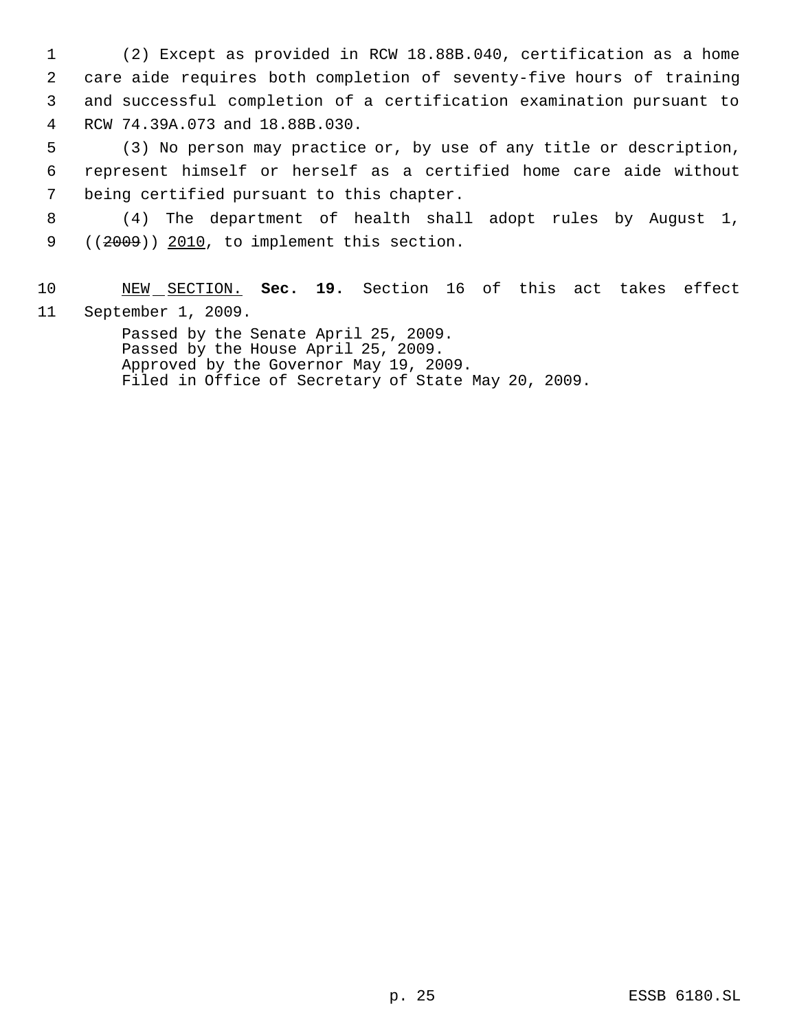(2) Except as provided in RCW 18.88B.040, certification as a home care aide requires both completion of seventy-five hours of training and successful completion of a certification examination pursuant to RCW 74.39A.073 and 18.88B.030.

(3) No person may practice or, by use of any title or description, represent himself or herself as a certified home care aide without being certified pursuant to this chapter.

(4) The department of health shall adopt rules by August 1, ((~~2009~~)) <u>2010</u>, to implement this section.

<u>NEW SECTION.</u> **Sec. 19.** Section 16 of this act takes effect September 1, 2009.

Passed by the Senate April 25, 2009.
Passed by the House April 25, 2009.
Approved by the Governor May 19, 2009.
Filed in Office of Secretary of State May 20, 2009.